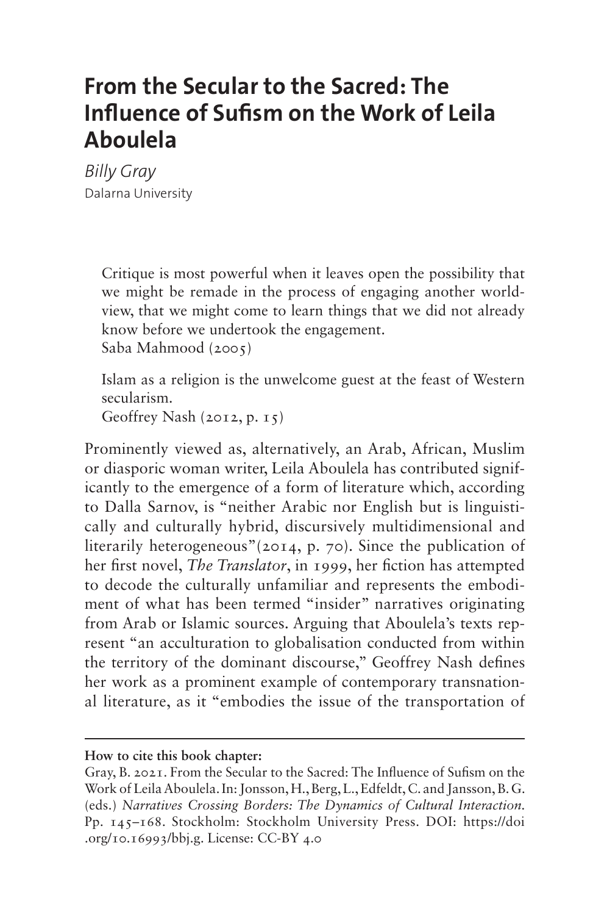# From the Secular to the Sacred: The Influence of Sufism on the Work of Leila Aboulela

*Billy Gray*
Dalarna University

> Critique is most powerful when it leaves open the possibility that we might be remade in the process of engaging another worldview, that we might come to learn things that we did not already know before we undertook the engagement.
> Saba Mahmood (2005)

> Islam as a religion is the unwelcome guest at the feast of Western secularism.
> Geoffrey Nash (2012, p. 15)

Prominently viewed as, alternatively, an Arab, African, Muslim or diasporic woman writer, Leila Aboulela has contributed significantly to the emergence of a form of literature which, according to Dalla Sarnov, is "neither Arabic nor English but is linguistically and culturally hybrid, discursively multidimensional and literarily heterogeneous"(2014, p. 70). Since the publication of her first novel, *The Translator*, in 1999, her fiction has attempted to decode the culturally unfamiliar and represents the embodiment of what has been termed "insider" narratives originating from Arab or Islamic sources. Arguing that Aboulela's texts represent "an acculturation to globalisation conducted from within the territory of the dominant discourse," Geoffrey Nash defines her work as a prominent example of contemporary transnational literature, as it "embodies the issue of the transportation of

---

**How to cite this book chapter:**

Gray, B. 2021. From the Secular to the Sacred: The Influence of Sufism on the Work of Leila Aboulela. In: Jonsson, H., Berg, L., Edfeldt, C. and Jansson, B. G. (eds.) *Narratives Crossing Borders: The Dynamics of Cultural Interaction*. Pp. 145–168. Stockholm: Stockholm University Press. DOI: https://doi.org/10.16993/bbj.g. License: CC-BY 4.0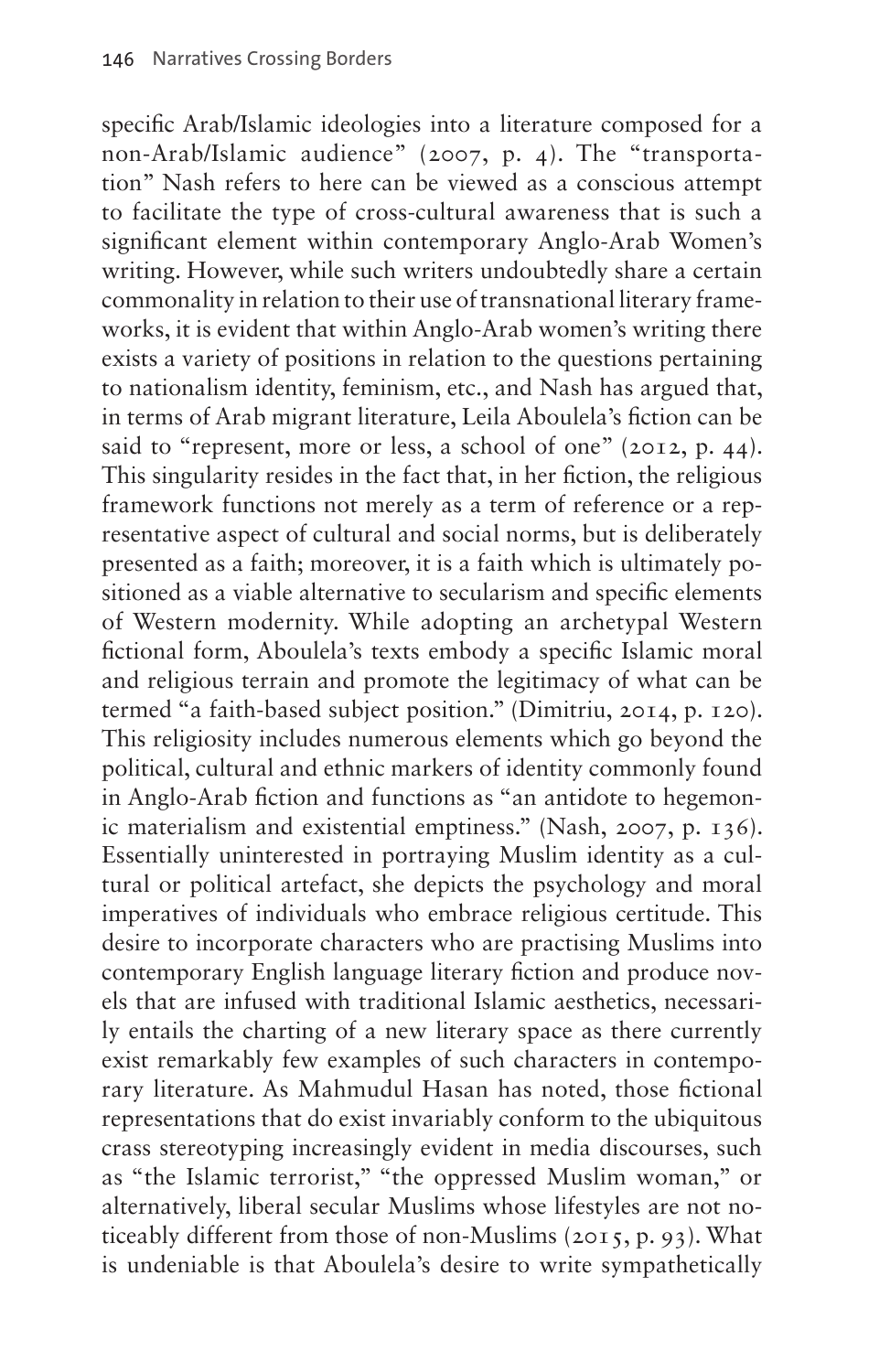specific Arab/Islamic ideologies into a literature composed for a non-Arab/Islamic audience" (2007, p. 4). The "transportation" Nash refers to here can be viewed as a conscious attempt to facilitate the type of cross-cultural awareness that is such a significant element within contemporary Anglo-Arab Women's writing. However, while such writers undoubtedly share a certain commonality in relation to their use of transnational literary frameworks, it is evident that within Anglo-Arab women's writing there exists a variety of positions in relation to the questions pertaining to nationalism identity, feminism, etc., and Nash has argued that, in terms of Arab migrant literature, Leila Aboulela's fiction can be said to "represent, more or less, a school of one" (2012, p. 44). This singularity resides in the fact that, in her fiction, the religious framework functions not merely as a term of reference or a representative aspect of cultural and social norms, but is deliberately presented as a faith; moreover, it is a faith which is ultimately positioned as a viable alternative to secularism and specific elements of Western modernity. While adopting an archetypal Western fictional form, Aboulela's texts embody a specific Islamic moral and religious terrain and promote the legitimacy of what can be termed "a faith-based subject position." (Dimitriu, 2014, p. 120). This religiosity includes numerous elements which go beyond the political, cultural and ethnic markers of identity commonly found in Anglo-Arab fiction and functions as "an antidote to hegemonic materialism and existential emptiness." (Nash, 2007, p. 136). Essentially uninterested in portraying Muslim identity as a cultural or political artefact, she depicts the psychology and moral imperatives of individuals who embrace religious certitude. This desire to incorporate characters who are practising Muslims into contemporary English language literary fiction and produce novels that are infused with traditional Islamic aesthetics, necessarily entails the charting of a new literary space as there currently exist remarkably few examples of such characters in contemporary literature. As Mahmudul Hasan has noted, those fictional representations that do exist invariably conform to the ubiquitous crass stereotyping increasingly evident in media discourses, such as "the Islamic terrorist," "the oppressed Muslim woman," or alternatively, liberal secular Muslims whose lifestyles are not noticeably different from those of non-Muslims (2015, p. 93). What is undeniable is that Aboulela's desire to write sympathetically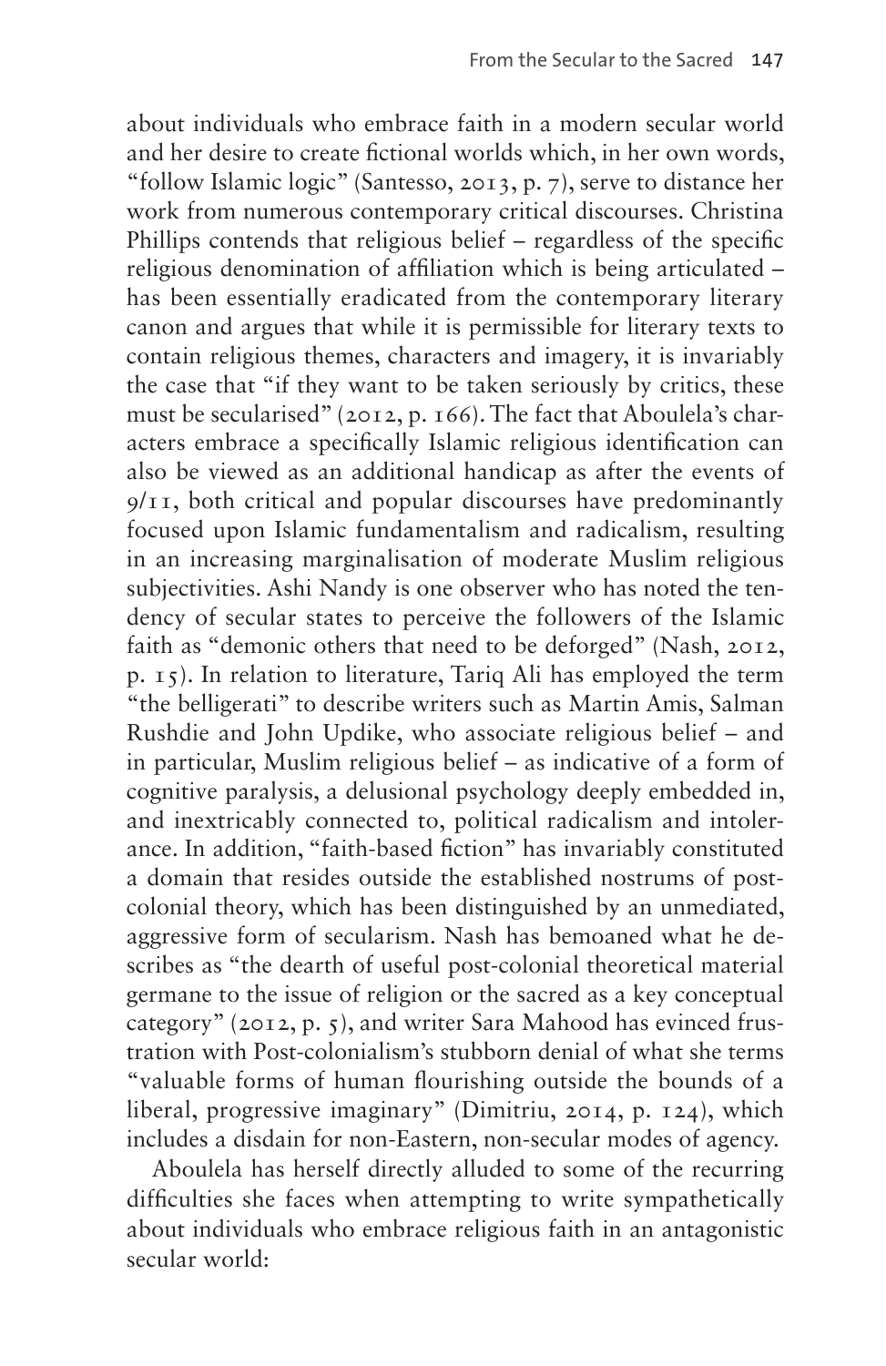about individuals who embrace faith in a modern secular world and her desire to create fictional worlds which, in her own words, "follow Islamic logic" (Santesso, 2013, p. 7), serve to distance her work from numerous contemporary critical discourses. Christina Phillips contends that religious belief – regardless of the specific religious denomination of affiliation which is being articulated – has been essentially eradicated from the contemporary literary canon and argues that while it is permissible for literary texts to contain religious themes, characters and imagery, it is invariably the case that "if they want to be taken seriously by critics, these must be secularised" (2012, p. 166). The fact that Aboulela's characters embrace a specifically Islamic religious identification can also be viewed as an additional handicap as after the events of 9/11, both critical and popular discourses have predominantly focused upon Islamic fundamentalism and radicalism, resulting in an increasing marginalisation of moderate Muslim religious subjectivities. Ashi Nandy is one observer who has noted the tendency of secular states to perceive the followers of the Islamic faith as "demonic others that need to be deforged" (Nash, 2012, p. 15). In relation to literature, Tariq Ali has employed the term "the belligerati" to describe writers such as Martin Amis, Salman Rushdie and John Updike, who associate religious belief – and in particular, Muslim religious belief – as indicative of a form of cognitive paralysis, a delusional psychology deeply embedded in, and inextricably connected to, political radicalism and intolerance. In addition, "faith-based fiction" has invariably constituted a domain that resides outside the established nostrums of post-colonial theory, which has been distinguished by an unmediated, aggressive form of secularism. Nash has bemoaned what he describes as "the dearth of useful post-colonial theoretical material germane to the issue of religion or the sacred as a key conceptual category" (2012, p. 5), and writer Sara Mahood has evinced frustration with Post-colonialism's stubborn denial of what she terms "valuable forms of human flourishing outside the bounds of a liberal, progressive imaginary" (Dimitriu, 2014, p. 124), which includes a disdain for non-Eastern, non-secular modes of agency.

Aboulela has herself directly alluded to some of the recurring difficulties she faces when attempting to write sympathetically about individuals who embrace religious faith in an antagonistic secular world: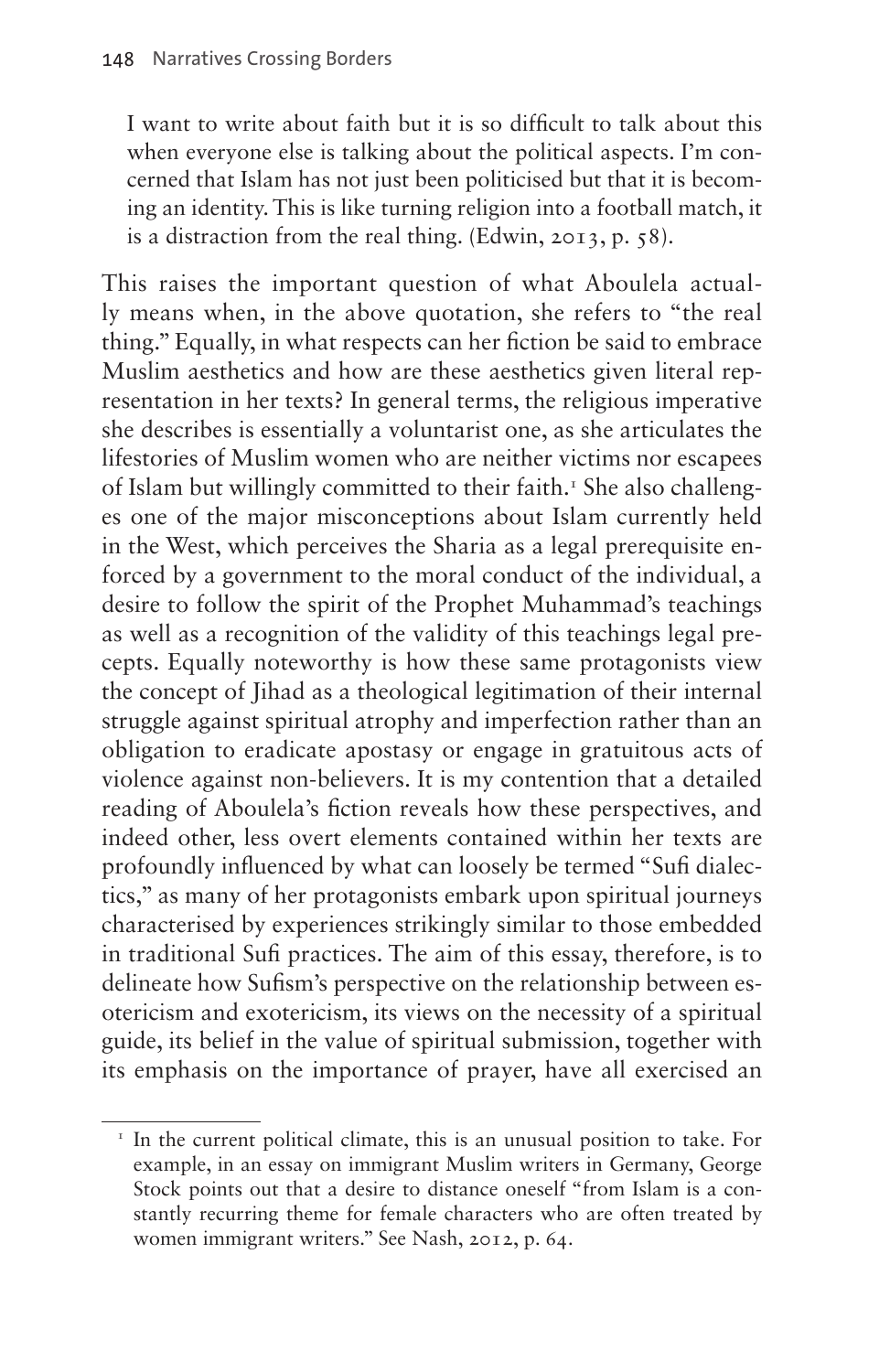> I want to write about faith but it is so difficult to talk about this when everyone else is talking about the political aspects. I'm concerned that Islam has not just been politicised but that it is becoming an identity. This is like turning religion into a football match, it is a distraction from the real thing. (Edwin, 2013, p. 58).

This raises the important question of what Aboulela actually means when, in the above quotation, she refers to "the real thing." Equally, in what respects can her fiction be said to embrace Muslim aesthetics and how are these aesthetics given literal representation in her texts? In general terms, the religious imperative she describes is essentially a voluntarist one, as she articulates the lifestories of Muslim women who are neither victims nor escapees of Islam but willingly committed to their faith.[1] She also challenges one of the major misconceptions about Islam currently held in the West, which perceives the Sharia as a legal prerequisite enforced by a government to the moral conduct of the individual, a desire to follow the spirit of the Prophet Muhammad's teachings as well as a recognition of the validity of this teachings legal precepts. Equally noteworthy is how these same protagonists view the concept of Jihad as a theological legitimation of their internal struggle against spiritual atrophy and imperfection rather than an obligation to eradicate apostasy or engage in gratuitous acts of violence against non-believers. It is my contention that a detailed reading of Aboulela's fiction reveals how these perspectives, and indeed other, less overt elements contained within her texts are profoundly influenced by what can loosely be termed "Sufi dialectics," as many of her protagonists embark upon spiritual journeys characterised by experiences strikingly similar to those embedded in traditional Sufi practices. The aim of this essay, therefore, is to delineate how Sufism's perspective on the relationship between esotericism and exotericism, its views on the necessity of a spiritual guide, its belief in the value of spiritual submission, together with its emphasis on the importance of prayer, have all exercised an

---

[1] In the current political climate, this is an unusual position to take. For example, in an essay on immigrant Muslim writers in Germany, George Stock points out that a desire to distance oneself "from Islam is a constantly recurring theme for female characters who are often treated by women immigrant writers." See Nash, 2012, p. 64.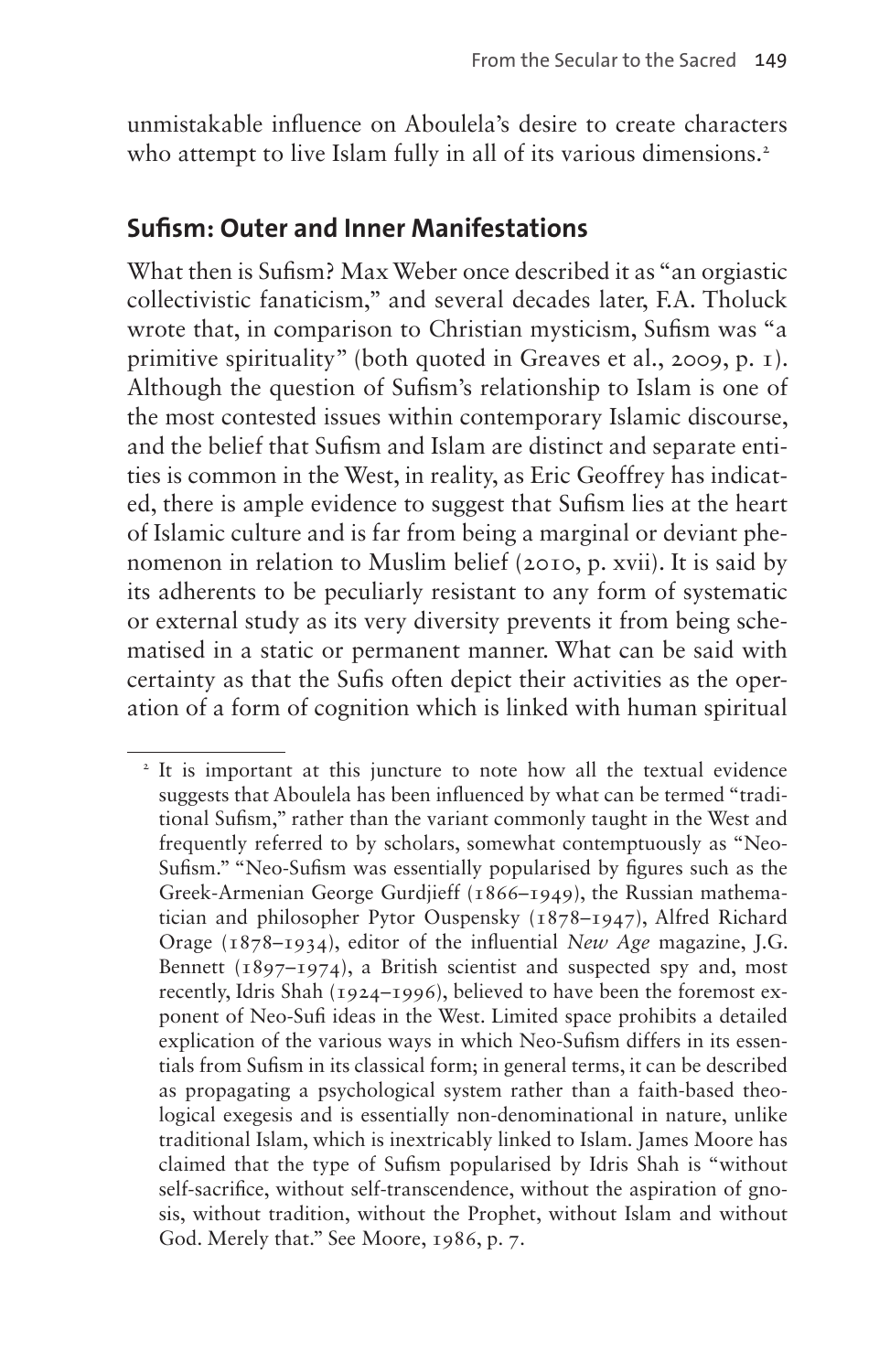unmistakable influence on Aboulela's desire to create characters who attempt to live Islam fully in all of its various dimensions.[2]

## Sufism: Outer and Inner Manifestations

What then is Sufism? Max Weber once described it as "an orgiastic collectivistic fanaticism," and several decades later, F.A. Tholuck wrote that, in comparison to Christian mysticism, Sufism was "a primitive spirituality" (both quoted in Greaves et al., 2009, p. 1). Although the question of Sufism's relationship to Islam is one of the most contested issues within contemporary Islamic discourse, and the belief that Sufism and Islam are distinct and separate entities is common in the West, in reality, as Eric Geoffrey has indicated, there is ample evidence to suggest that Sufism lies at the heart of Islamic culture and is far from being a marginal or deviant phenomenon in relation to Muslim belief (2010, p. xvii). It is said by its adherents to be peculiarly resistant to any form of systematic or external study as its very diversity prevents it from being schematised in a static or permanent manner. What can be said with certainty as that the Sufis often depict their activities as the operation of a form of cognition which is linked with human spiritual

---

[2] It is important at this juncture to note how all the textual evidence suggests that Aboulela has been influenced by what can be termed "traditional Sufism," rather than the variant commonly taught in the West and frequently referred to by scholars, somewhat contemptuously as "Neo-Sufism." "Neo-Sufism was essentially popularised by figures such as the Greek-Armenian George Gurdjieff (1866–1949), the Russian mathematician and philosopher Pytor Ouspensky (1878–1947), Alfred Richard Orage (1878–1934), editor of the influential *New Age* magazine, J.G. Bennett (1897–1974), a British scientist and suspected spy and, most recently, Idris Shah (1924–1996), believed to have been the foremost exponent of Neo-Sufi ideas in the West. Limited space prohibits a detailed explication of the various ways in which Neo-Sufism differs in its essentials from Sufism in its classical form; in general terms, it can be described as propagating a psychological system rather than a faith-based theological exegesis and is essentially non-denominational in nature, unlike traditional Islam, which is inextricably linked to Islam. James Moore has claimed that the type of Sufism popularised by Idris Shah is "without self-sacrifice, without self-transcendence, without the aspiration of gnosis, without tradition, without the Prophet, without Islam and without God. Merely that." See Moore, 1986, p. 7.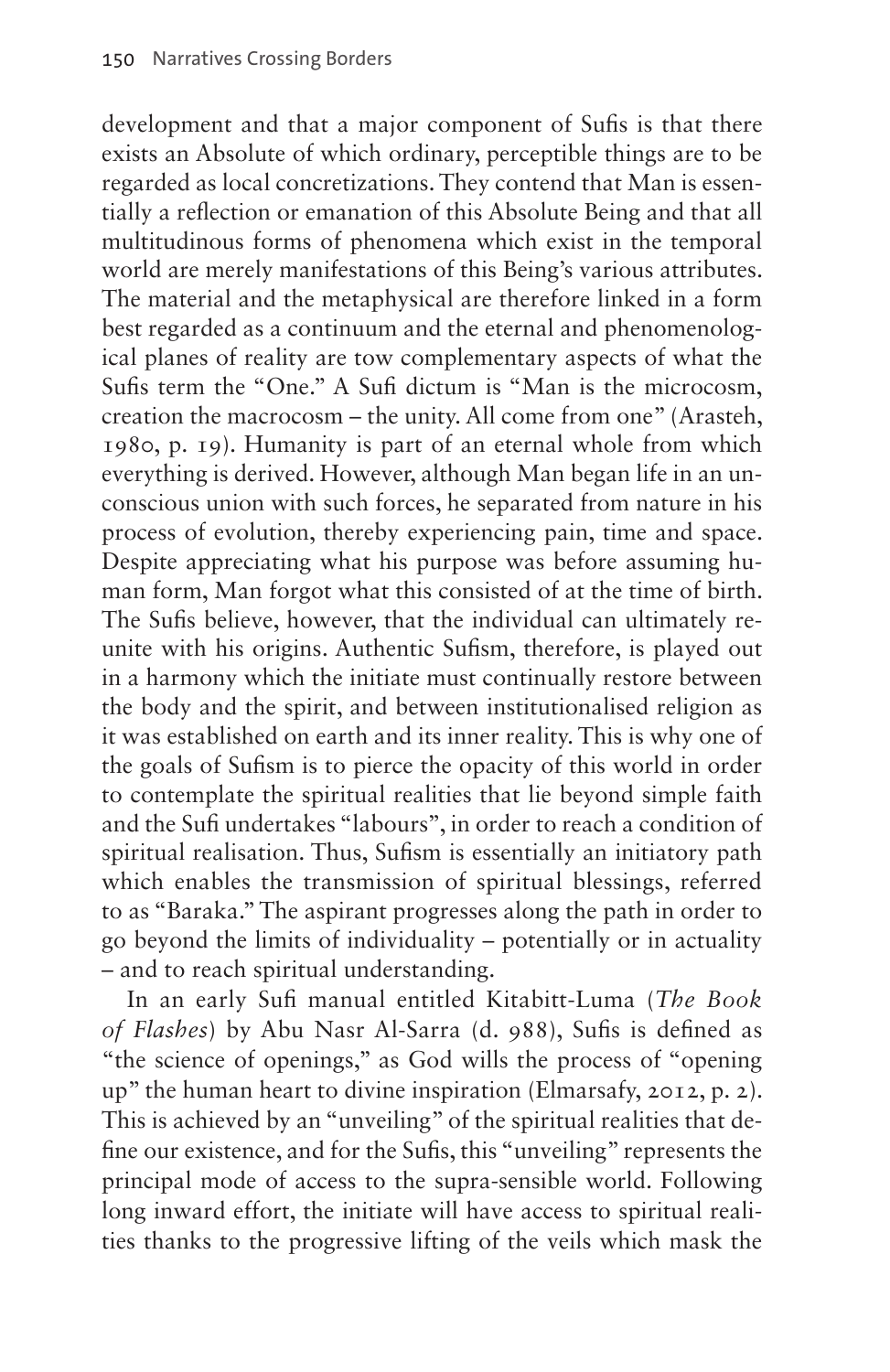development and that a major component of Sufis is that there exists an Absolute of which ordinary, perceptible things are to be regarded as local concretizations. They contend that Man is essentially a reflection or emanation of this Absolute Being and that all multitudinous forms of phenomena which exist in the temporal world are merely manifestations of this Being's various attributes. The material and the metaphysical are therefore linked in a form best regarded as a continuum and the eternal and phenomenological planes of reality are tow complementary aspects of what the Sufis term the "One." A Sufi dictum is "Man is the microcosm, creation the macrocosm – the unity. All come from one" (Arasteh, 1980, p. 19). Humanity is part of an eternal whole from which everything is derived. However, although Man began life in an unconscious union with such forces, he separated from nature in his process of evolution, thereby experiencing pain, time and space. Despite appreciating what his purpose was before assuming human form, Man forgot what this consisted of at the time of birth. The Sufis believe, however, that the individual can ultimately reunite with his origins. Authentic Sufism, therefore, is played out in a harmony which the initiate must continually restore between the body and the spirit, and between institutionalised religion as it was established on earth and its inner reality. This is why one of the goals of Sufism is to pierce the opacity of this world in order to contemplate the spiritual realities that lie beyond simple faith and the Sufi undertakes "labours", in order to reach a condition of spiritual realisation. Thus, Sufism is essentially an initiatory path which enables the transmission of spiritual blessings, referred to as "Baraka." The aspirant progresses along the path in order to go beyond the limits of individuality – potentially or in actuality – and to reach spiritual understanding.

In an early Sufi manual entitled Kitabitt-Luma (*The Book of Flashes*) by Abu Nasr Al-Sarra (d. 988), Sufis is defined as "the science of openings," as God wills the process of "opening up" the human heart to divine inspiration (Elmarsafy, 2012, p. 2). This is achieved by an "unveiling" of the spiritual realities that define our existence, and for the Sufis, this "unveiling" represents the principal mode of access to the supra-sensible world. Following long inward effort, the initiate will have access to spiritual realities thanks to the progressive lifting of the veils which mask the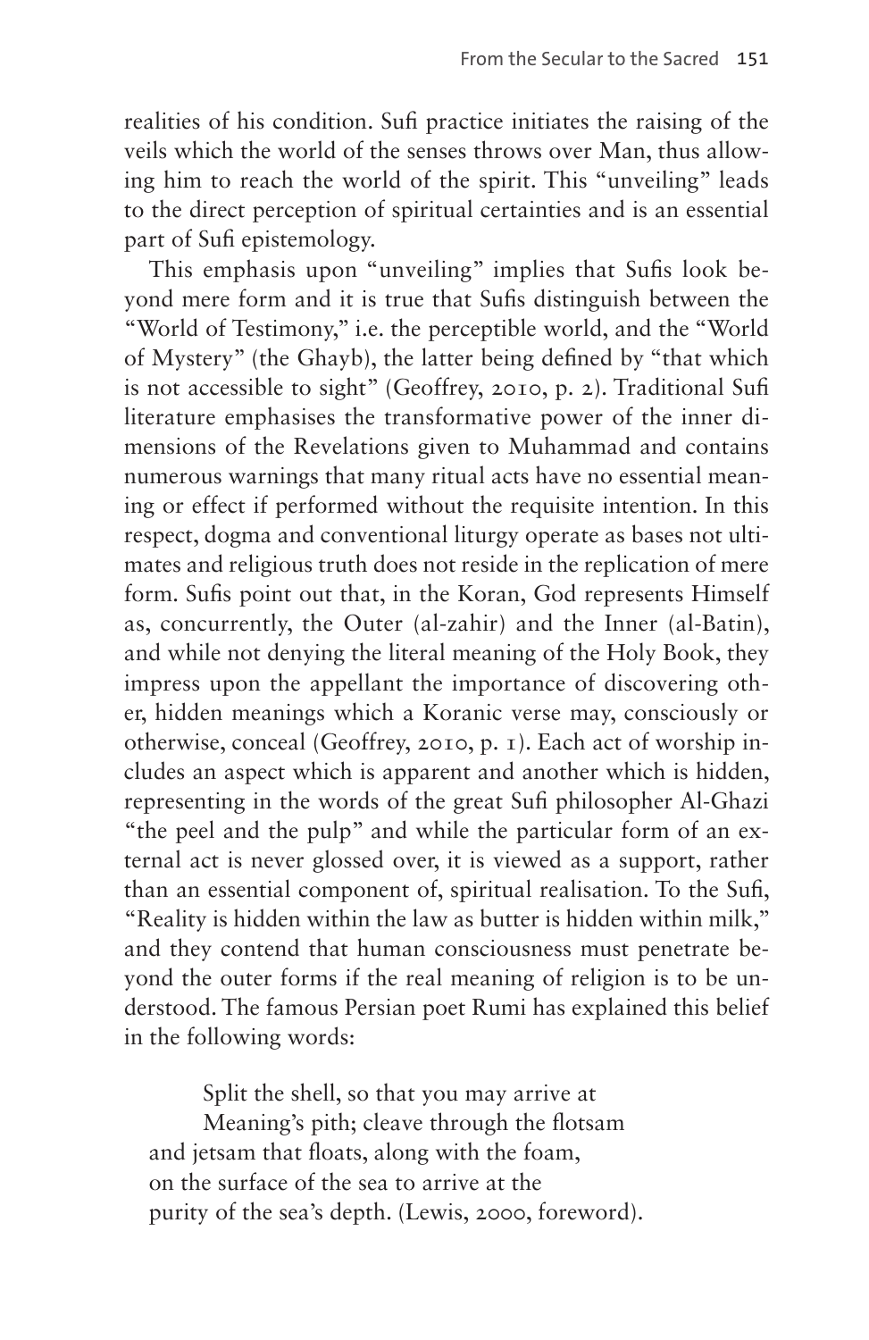realities of his condition. Sufi practice initiates the raising of the veils which the world of the senses throws over Man, thus allowing him to reach the world of the spirit. This "unveiling" leads to the direct perception of spiritual certainties and is an essential part of Sufi epistemology.

This emphasis upon "unveiling" implies that Sufis look beyond mere form and it is true that Sufis distinguish between the "World of Testimony," i.e. the perceptible world, and the "World of Mystery" (the Ghayb), the latter being defined by "that which is not accessible to sight" (Geoffrey, 2010, p. 2). Traditional Sufi literature emphasises the transformative power of the inner dimensions of the Revelations given to Muhammad and contains numerous warnings that many ritual acts have no essential meaning or effect if performed without the requisite intention. In this respect, dogma and conventional liturgy operate as bases not ultimates and religious truth does not reside in the replication of mere form. Sufis point out that, in the Koran, God represents Himself as, concurrently, the Outer (al-zahir) and the Inner (al-Batin), and while not denying the literal meaning of the Holy Book, they impress upon the appellant the importance of discovering other, hidden meanings which a Koranic verse may, consciously or otherwise, conceal (Geoffrey, 2010, p. 1). Each act of worship includes an aspect which is apparent and another which is hidden, representing in the words of the great Sufi philosopher Al-Ghazi "the peel and the pulp" and while the particular form of an external act is never glossed over, it is viewed as a support, rather than an essential component of, spiritual realisation. To the Sufi, "Reality is hidden within the law as butter is hidden within milk," and they contend that human consciousness must penetrate beyond the outer forms if the real meaning of religion is to be understood. The famous Persian poet Rumi has explained this belief in the following words:

> Split the shell, so that you may arrive at
> Meaning's pith; cleave through the flotsam
> and jetsam that floats, along with the foam,
> on the surface of the sea to arrive at the
> purity of the sea's depth. (Lewis, 2000, foreword).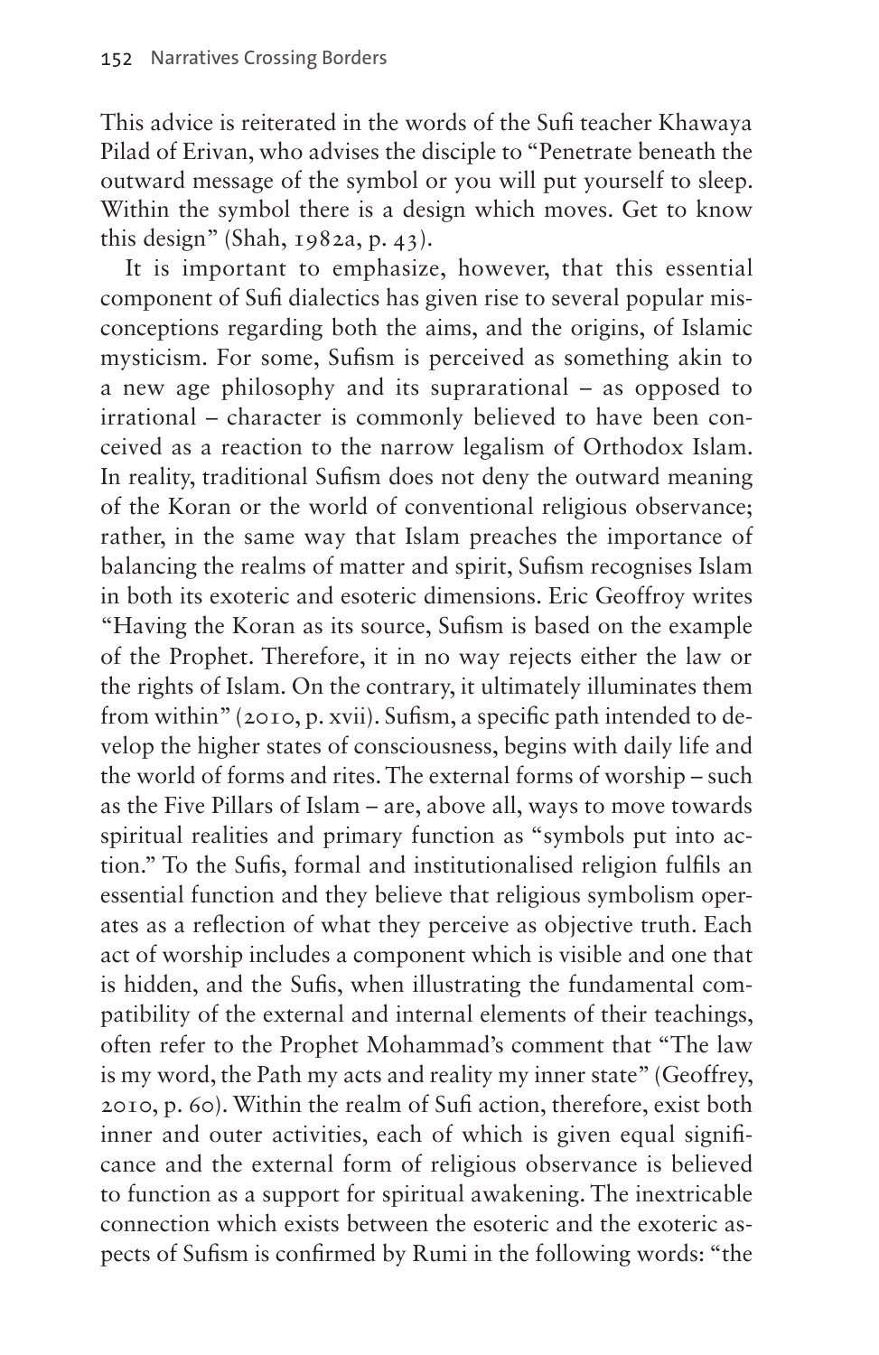This advice is reiterated in the words of the Sufi teacher Khawaya Pilad of Erivan, who advises the disciple to "Penetrate beneath the outward message of the symbol or you will put yourself to sleep. Within the symbol there is a design which moves. Get to know this design" (Shah, 1982a, p. 43).

It is important to emphasize, however, that this essential component of Sufi dialectics has given rise to several popular misconceptions regarding both the aims, and the origins, of Islamic mysticism. For some, Sufism is perceived as something akin to a new age philosophy and its suprarational – as opposed to irrational – character is commonly believed to have been conceived as a reaction to the narrow legalism of Orthodox Islam. In reality, traditional Sufism does not deny the outward meaning of the Koran or the world of conventional religious observance; rather, in the same way that Islam preaches the importance of balancing the realms of matter and spirit, Sufism recognises Islam in both its exoteric and esoteric dimensions. Eric Geoffroy writes "Having the Koran as its source, Sufism is based on the example of the Prophet. Therefore, it in no way rejects either the law or the rights of Islam. On the contrary, it ultimately illuminates them from within" (2010, p. xvii). Sufism, a specific path intended to develop the higher states of consciousness, begins with daily life and the world of forms and rites. The external forms of worship – such as the Five Pillars of Islam – are, above all, ways to move towards spiritual realities and primary function as "symbols put into action." To the Sufis, formal and institutionalised religion fulfils an essential function and they believe that religious symbolism operates as a reflection of what they perceive as objective truth. Each act of worship includes a component which is visible and one that is hidden, and the Sufis, when illustrating the fundamental compatibility of the external and internal elements of their teachings, often refer to the Prophet Mohammad's comment that "The law is my word, the Path my acts and reality my inner state" (Geoffrey, 2010, p. 60). Within the realm of Sufi action, therefore, exist both inner and outer activities, each of which is given equal significance and the external form of religious observance is believed to function as a support for spiritual awakening. The inextricable connection which exists between the esoteric and the exoteric aspects of Sufism is confirmed by Rumi in the following words: "the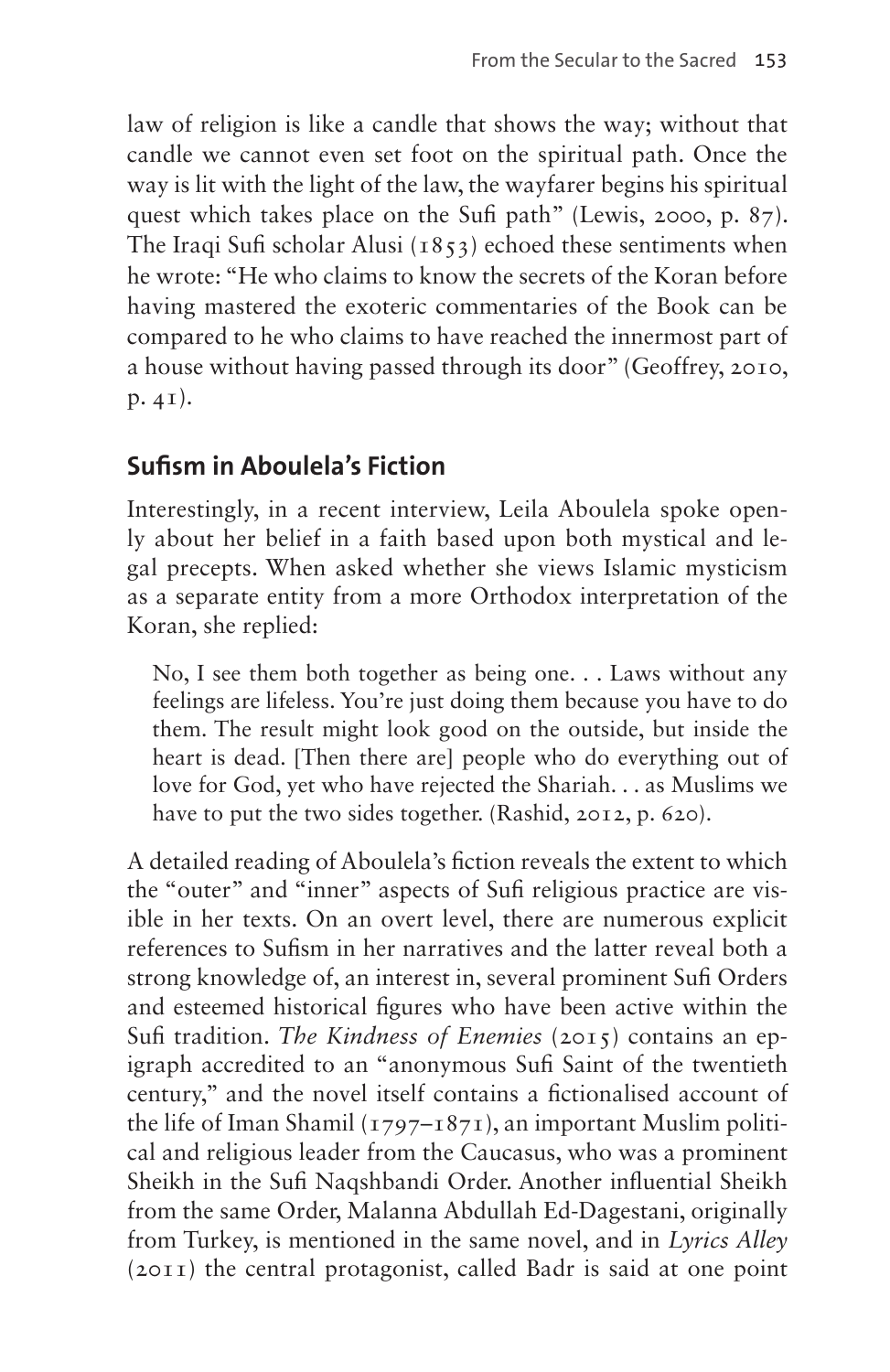law of religion is like a candle that shows the way; without that candle we cannot even set foot on the spiritual path. Once the way is lit with the light of the law, the wayfarer begins his spiritual quest which takes place on the Sufi path" (Lewis, 2000, p. 87). The Iraqi Sufi scholar Alusi (1853) echoed these sentiments when he wrote: "He who claims to know the secrets of the Koran before having mastered the exoteric commentaries of the Book can be compared to he who claims to have reached the innermost part of a house without having passed through its door" (Geoffrey, 2010, p. 41).

## Sufism in Aboulela's Fiction

Interestingly, in a recent interview, Leila Aboulela spoke openly about her belief in a faith based upon both mystical and legal precepts. When asked whether she views Islamic mysticism as a separate entity from a more Orthodox interpretation of the Koran, she replied:

> No, I see them both together as being one. . . Laws without any feelings are lifeless. You're just doing them because you have to do them. The result might look good on the outside, but inside the heart is dead. [Then there are] people who do everything out of love for God, yet who have rejected the Shariah. . . as Muslims we have to put the two sides together. (Rashid, 2012, p. 620).

A detailed reading of Aboulela's fiction reveals the extent to which the "outer" and "inner" aspects of Sufi religious practice are visible in her texts. On an overt level, there are numerous explicit references to Sufism in her narratives and the latter reveal both a strong knowledge of, an interest in, several prominent Sufi Orders and esteemed historical figures who have been active within the Sufi tradition. *The Kindness of Enemies* (2015) contains an epigraph accredited to an "anonymous Sufi Saint of the twentieth century," and the novel itself contains a fictionalised account of the life of Iman Shamil (1797–1871), an important Muslim political and religious leader from the Caucasus, who was a prominent Sheikh in the Sufi Naqshbandi Order. Another influential Sheikh from the same Order, Malanna Abdullah Ed-Dagestani, originally from Turkey, is mentioned in the same novel, and in *Lyrics Alley* (2011) the central protagonist, called Badr is said at one point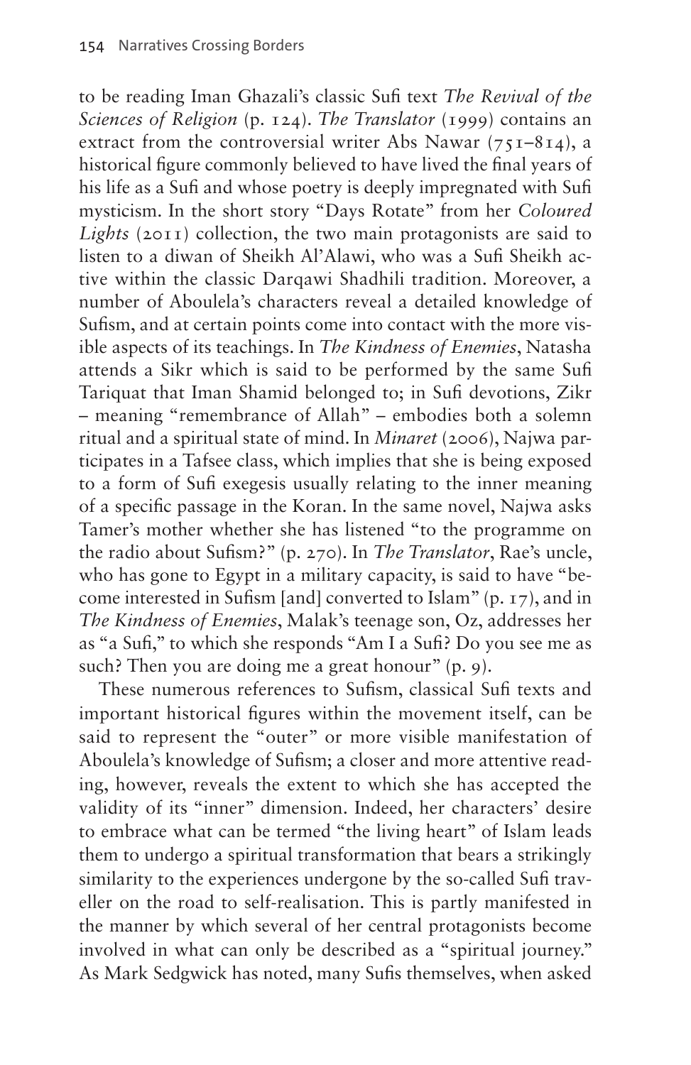to be reading Iman Ghazali's classic Sufi text *The Revival of the Sciences of Religion* (p. 124). *The Translator* (1999) contains an extract from the controversial writer Abs Nawar (751–814), a historical figure commonly believed to have lived the final years of his life as a Sufi and whose poetry is deeply impregnated with Sufi mysticism. In the short story "Days Rotate" from her *Coloured Lights* (2011) collection, the two main protagonists are said to listen to a diwan of Sheikh Al'Alawi, who was a Sufi Sheikh active within the classic Darqawi Shadhili tradition. Moreover, a number of Aboulela's characters reveal a detailed knowledge of Sufism, and at certain points come into contact with the more visible aspects of its teachings. In *The Kindness of Enemies*, Natasha attends a Sikr which is said to be performed by the same Sufi Tariquat that Iman Shamid belonged to; in Sufi devotions, Zikr – meaning "remembrance of Allah" – embodies both a solemn ritual and a spiritual state of mind. In *Minaret* (2006), Najwa participates in a Tafsee class, which implies that she is being exposed to a form of Sufi exegesis usually relating to the inner meaning of a specific passage in the Koran. In the same novel, Najwa asks Tamer's mother whether she has listened "to the programme on the radio about Sufism?" (p. 270). In *The Translator*, Rae's uncle, who has gone to Egypt in a military capacity, is said to have "become interested in Sufism [and] converted to Islam" (p. 17), and in *The Kindness of Enemies*, Malak's teenage son, Oz, addresses her as "a Sufi," to which she responds "Am I a Sufi? Do you see me as such? Then you are doing me a great honour" (p. 9).

These numerous references to Sufism, classical Sufi texts and important historical figures within the movement itself, can be said to represent the "outer" or more visible manifestation of Aboulela's knowledge of Sufism; a closer and more attentive reading, however, reveals the extent to which she has accepted the validity of its "inner" dimension. Indeed, her characters' desire to embrace what can be termed "the living heart" of Islam leads them to undergo a spiritual transformation that bears a strikingly similarity to the experiences undergone by the so-called Sufi traveller on the road to self-realisation. This is partly manifested in the manner by which several of her central protagonists become involved in what can only be described as a "spiritual journey." As Mark Sedgwick has noted, many Sufis themselves, when asked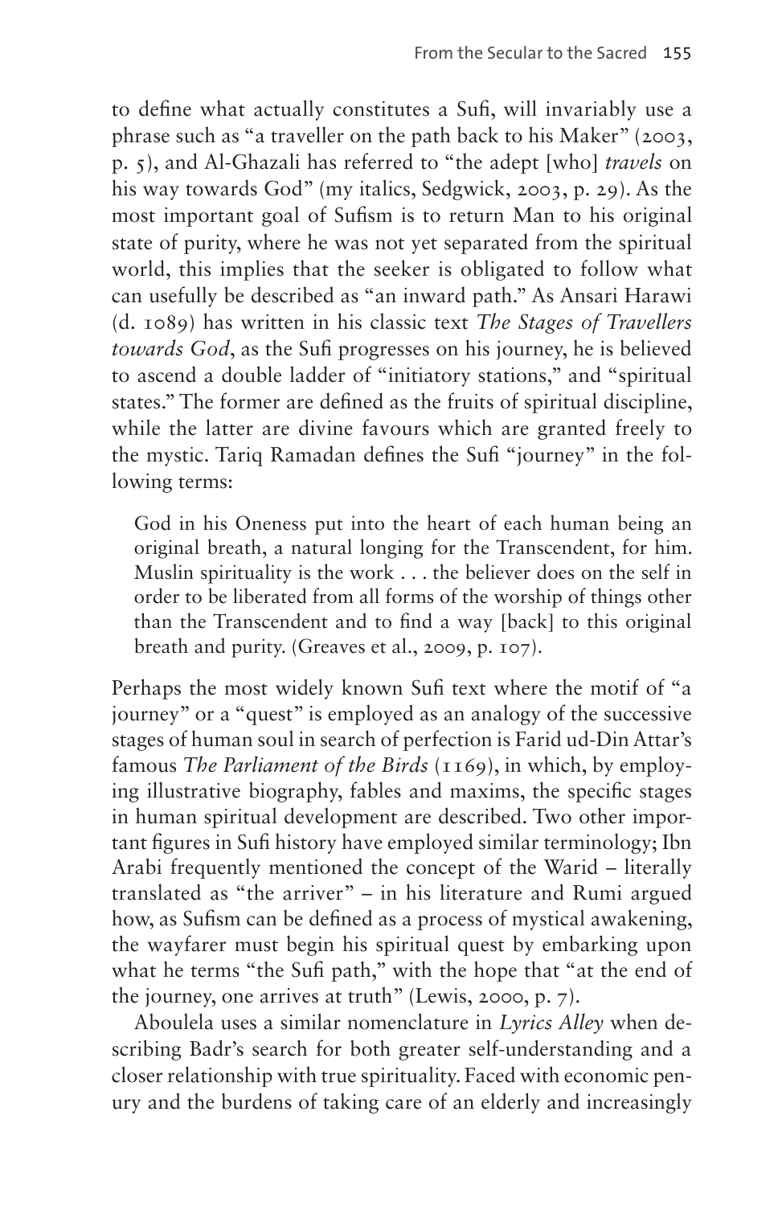to define what actually constitutes a Sufi, will invariably use a phrase such as "a traveller on the path back to his Maker" (2003, p. 5), and Al-Ghazali has referred to "the adept [who] *travels* on his way towards God" (my italics, Sedgwick, 2003, p. 29). As the most important goal of Sufism is to return Man to his original state of purity, where he was not yet separated from the spiritual world, this implies that the seeker is obligated to follow what can usefully be described as "an inward path." As Ansari Harawi (d. 1089) has written in his classic text *The Stages of Travellers towards God*, as the Sufi progresses on his journey, he is believed to ascend a double ladder of "initiatory stations," and "spiritual states." The former are defined as the fruits of spiritual discipline, while the latter are divine favours which are granted freely to the mystic. Tariq Ramadan defines the Sufi "journey" in the following terms:

> God in his Oneness put into the heart of each human being an original breath, a natural longing for the Transcendent, for him. Muslin spirituality is the work . . . the believer does on the self in order to be liberated from all forms of the worship of things other than the Transcendent and to find a way [back] to this original breath and purity. (Greaves et al., 2009, p. 107).

Perhaps the most widely known Sufi text where the motif of "a journey" or a "quest" is employed as an analogy of the successive stages of human soul in search of perfection is Farid ud-Din Attar's famous *The Parliament of the Birds* (1169), in which, by employing illustrative biography, fables and maxims, the specific stages in human spiritual development are described. Two other important figures in Sufi history have employed similar terminology; Ibn Arabi frequently mentioned the concept of the Warid – literally translated as "the arriver" – in his literature and Rumi argued how, as Sufism can be defined as a process of mystical awakening, the wayfarer must begin his spiritual quest by embarking upon what he terms "the Sufi path," with the hope that "at the end of the journey, one arrives at truth" (Lewis, 2000, p. 7).

Aboulela uses a similar nomenclature in *Lyrics Alley* when describing Badr's search for both greater self-understanding and a closer relationship with true spirituality. Faced with economic penury and the burdens of taking care of an elderly and increasingly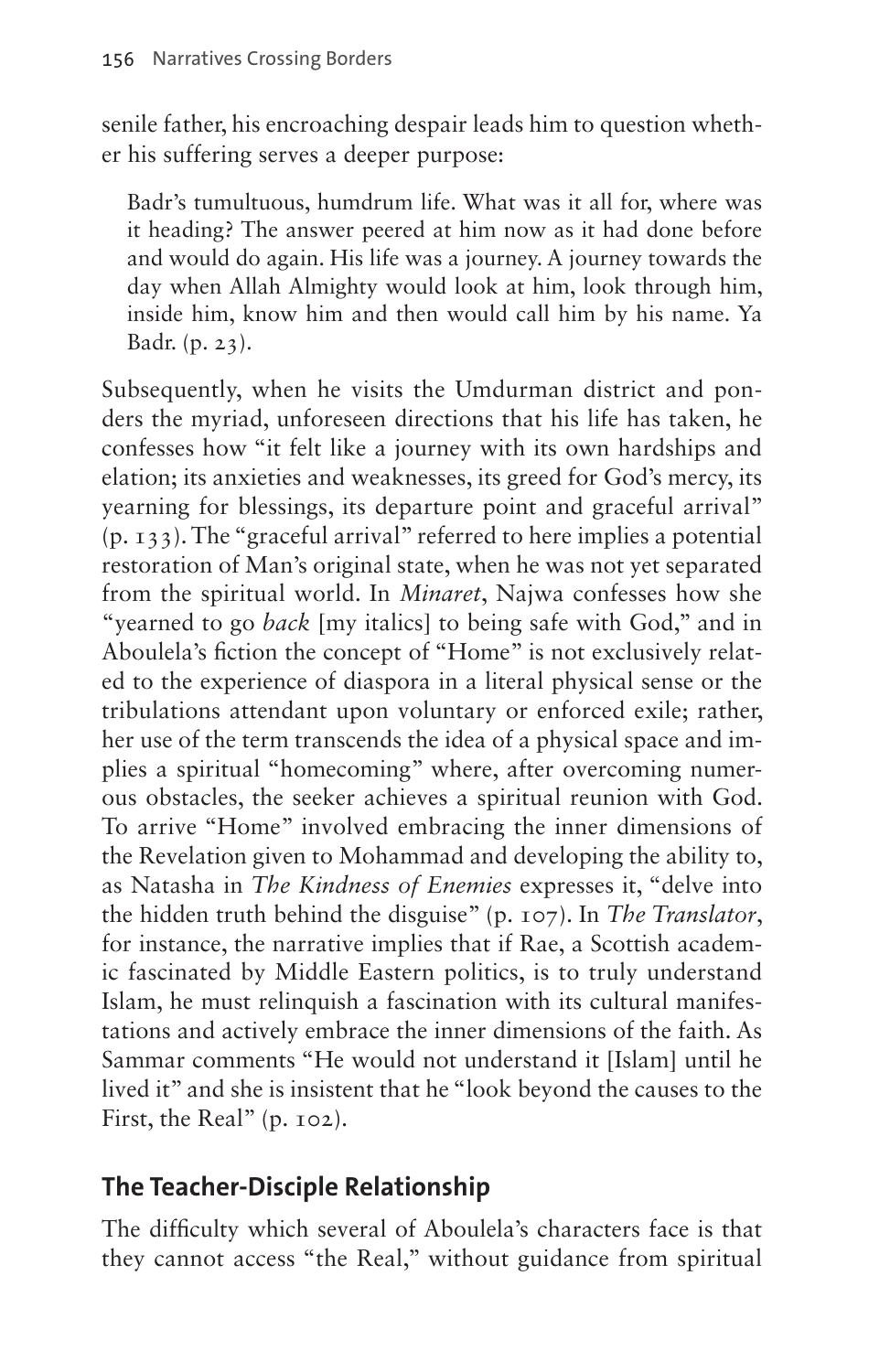senile father, his encroaching despair leads him to question whether his suffering serves a deeper purpose:

> Badr's tumultuous, humdrum life. What was it all for, where was it heading? The answer peered at him now as it had done before and would do again. His life was a journey. A journey towards the day when Allah Almighty would look at him, look through him, inside him, know him and then would call him by his name. Ya Badr. (p. 23).

Subsequently, when he visits the Umdurman district and ponders the myriad, unforeseen directions that his life has taken, he confesses how "it felt like a journey with its own hardships and elation; its anxieties and weaknesses, its greed for God's mercy, its yearning for blessings, its departure point and graceful arrival" (p. 133). The "graceful arrival" referred to here implies a potential restoration of Man's original state, when he was not yet separated from the spiritual world. In *Minaret*, Najwa confesses how she "yearned to go *back* [my italics] to being safe with God," and in Aboulela's fiction the concept of "Home" is not exclusively related to the experience of diaspora in a literal physical sense or the tribulations attendant upon voluntary or enforced exile; rather, her use of the term transcends the idea of a physical space and implies a spiritual "homecoming" where, after overcoming numerous obstacles, the seeker achieves a spiritual reunion with God. To arrive "Home" involved embracing the inner dimensions of the Revelation given to Mohammad and developing the ability to, as Natasha in *The Kindness of Enemies* expresses it, "delve into the hidden truth behind the disguise" (p. 107). In *The Translator*, for instance, the narrative implies that if Rae, a Scottish academic fascinated by Middle Eastern politics, is to truly understand Islam, he must relinquish a fascination with its cultural manifestations and actively embrace the inner dimensions of the faith. As Sammar comments "He would not understand it [Islam] until he lived it" and she is insistent that he "look beyond the causes to the First, the Real" (p. 102).

## The Teacher-Disciple Relationship

The difficulty which several of Aboulela's characters face is that they cannot access "the Real," without guidance from spiritual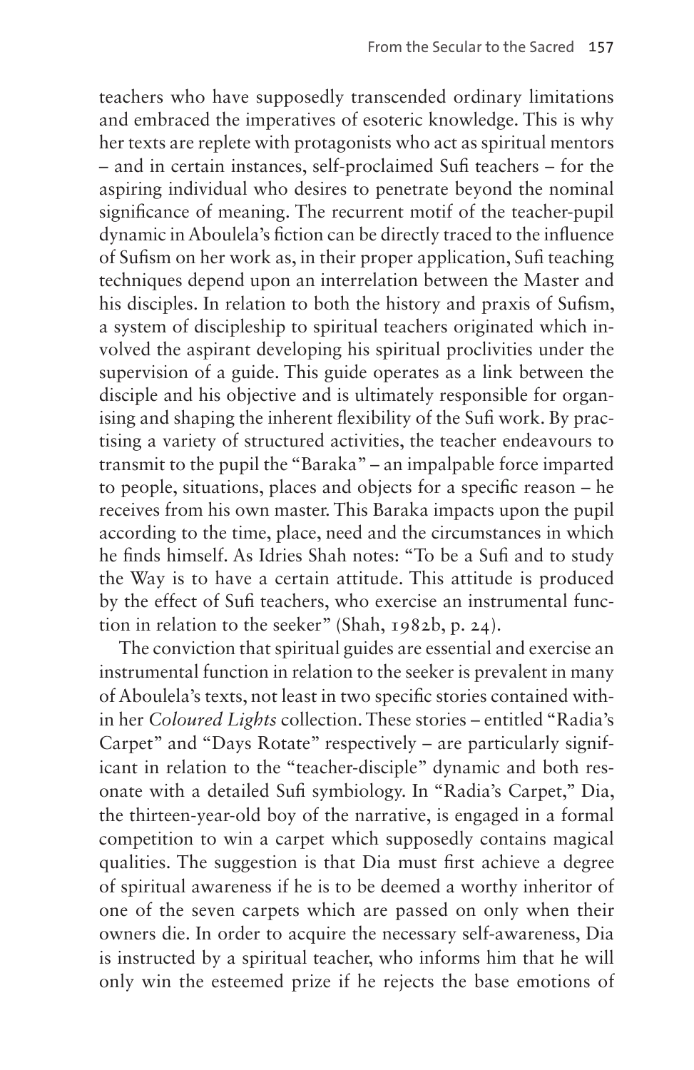teachers who have supposedly transcended ordinary limitations and embraced the imperatives of esoteric knowledge. This is why her texts are replete with protagonists who act as spiritual mentors – and in certain instances, self-proclaimed Sufi teachers – for the aspiring individual who desires to penetrate beyond the nominal significance of meaning. The recurrent motif of the teacher-pupil dynamic in Aboulela's fiction can be directly traced to the influence of Sufism on her work as, in their proper application, Sufi teaching techniques depend upon an interrelation between the Master and his disciples. In relation to both the history and praxis of Sufism, a system of discipleship to spiritual teachers originated which involved the aspirant developing his spiritual proclivities under the supervision of a guide. This guide operates as a link between the disciple and his objective and is ultimately responsible for organising and shaping the inherent flexibility of the Sufi work. By practising a variety of structured activities, the teacher endeavours to transmit to the pupil the "Baraka" – an impalpable force imparted to people, situations, places and objects for a specific reason – he receives from his own master. This Baraka impacts upon the pupil according to the time, place, need and the circumstances in which he finds himself. As Idries Shah notes: "To be a Sufi and to study the Way is to have a certain attitude. This attitude is produced by the effect of Sufi teachers, who exercise an instrumental function in relation to the seeker" (Shah, 1982b, p. 24).

The conviction that spiritual guides are essential and exercise an instrumental function in relation to the seeker is prevalent in many of Aboulela's texts, not least in two specific stories contained within her *Coloured Lights* collection. These stories – entitled "Radia's Carpet" and "Days Rotate" respectively – are particularly significant in relation to the "teacher-disciple" dynamic and both resonate with a detailed Sufi symbiology. In "Radia's Carpet," Dia, the thirteen-year-old boy of the narrative, is engaged in a formal competition to win a carpet which supposedly contains magical qualities. The suggestion is that Dia must first achieve a degree of spiritual awareness if he is to be deemed a worthy inheritor of one of the seven carpets which are passed on only when their owners die. In order to acquire the necessary self-awareness, Dia is instructed by a spiritual teacher, who informs him that he will only win the esteemed prize if he rejects the base emotions of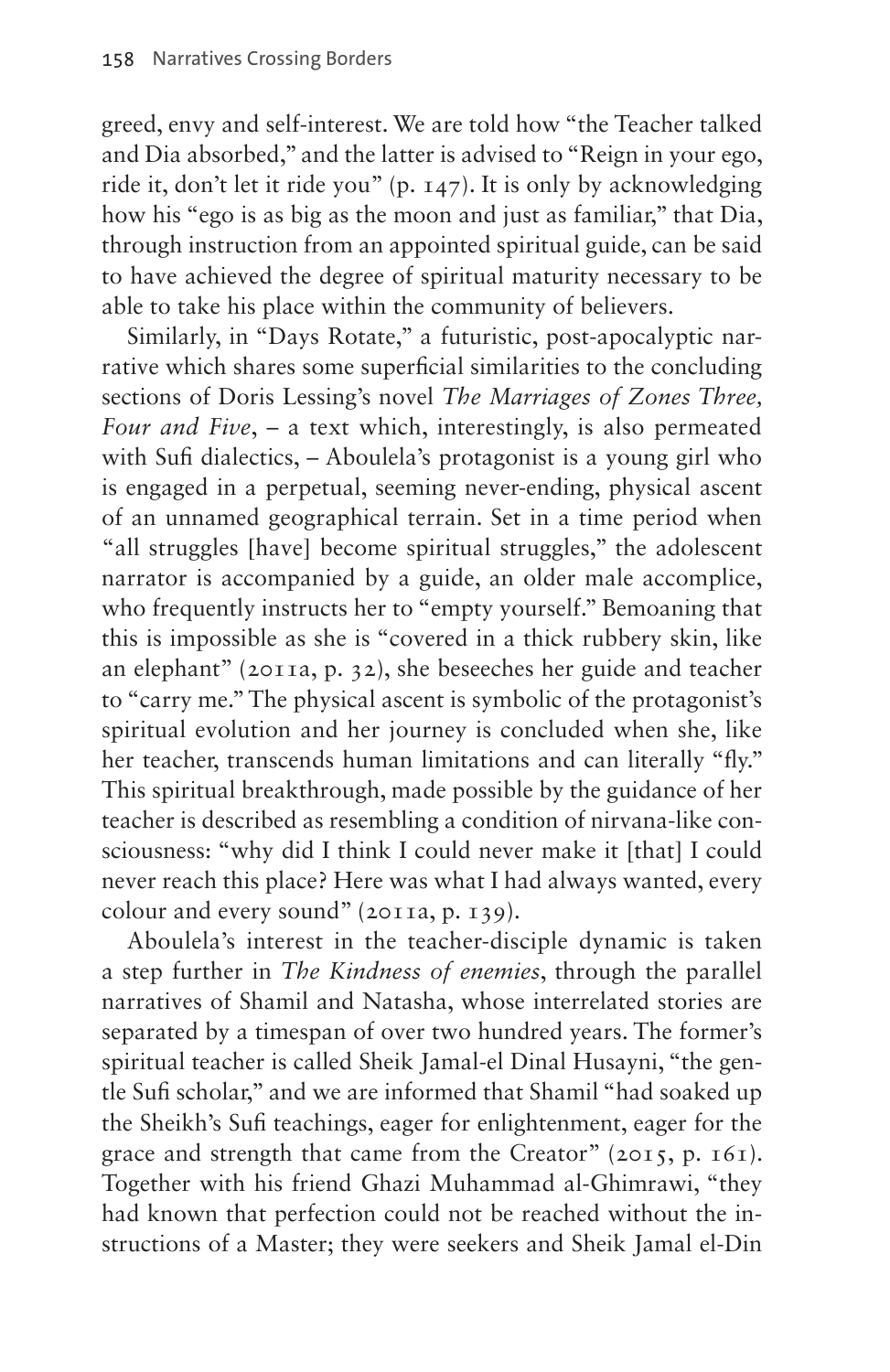greed, envy and self-interest. We are told how "the Teacher talked and Dia absorbed," and the latter is advised to "Reign in your ego, ride it, don't let it ride you" (p. 147). It is only by acknowledging how his "ego is as big as the moon and just as familiar," that Dia, through instruction from an appointed spiritual guide, can be said to have achieved the degree of spiritual maturity necessary to be able to take his place within the community of believers.

Similarly, in "Days Rotate," a futuristic, post-apocalyptic narrative which shares some superficial similarities to the concluding sections of Doris Lessing's novel *The Marriages of Zones Three, Four and Five*, – a text which, interestingly, is also permeated with Sufi dialectics, – Aboulela's protagonist is a young girl who is engaged in a perpetual, seeming never-ending, physical ascent of an unnamed geographical terrain. Set in a time period when "all struggles [have] become spiritual struggles," the adolescent narrator is accompanied by a guide, an older male accomplice, who frequently instructs her to "empty yourself." Bemoaning that this is impossible as she is "covered in a thick rubbery skin, like an elephant" (2011a, p. 32), she beseeches her guide and teacher to "carry me." The physical ascent is symbolic of the protagonist's spiritual evolution and her journey is concluded when she, like her teacher, transcends human limitations and can literally "fly." This spiritual breakthrough, made possible by the guidance of her teacher is described as resembling a condition of nirvana-like consciousness: "why did I think I could never make it [that] I could never reach this place? Here was what I had always wanted, every colour and every sound" (2011a, p. 139).

Aboulela's interest in the teacher-disciple dynamic is taken a step further in *The Kindness of enemies*, through the parallel narratives of Shamil and Natasha, whose interrelated stories are separated by a timespan of over two hundred years. The former's spiritual teacher is called Sheik Jamal-el Dinal Husayni, "the gentle Sufi scholar," and we are informed that Shamil "had soaked up the Sheikh's Sufi teachings, eager for enlightenment, eager for the grace and strength that came from the Creator" (2015, p. 161). Together with his friend Ghazi Muhammad al-Ghimrawi, "they had known that perfection could not be reached without the instructions of a Master; they were seekers and Sheik Jamal el-Din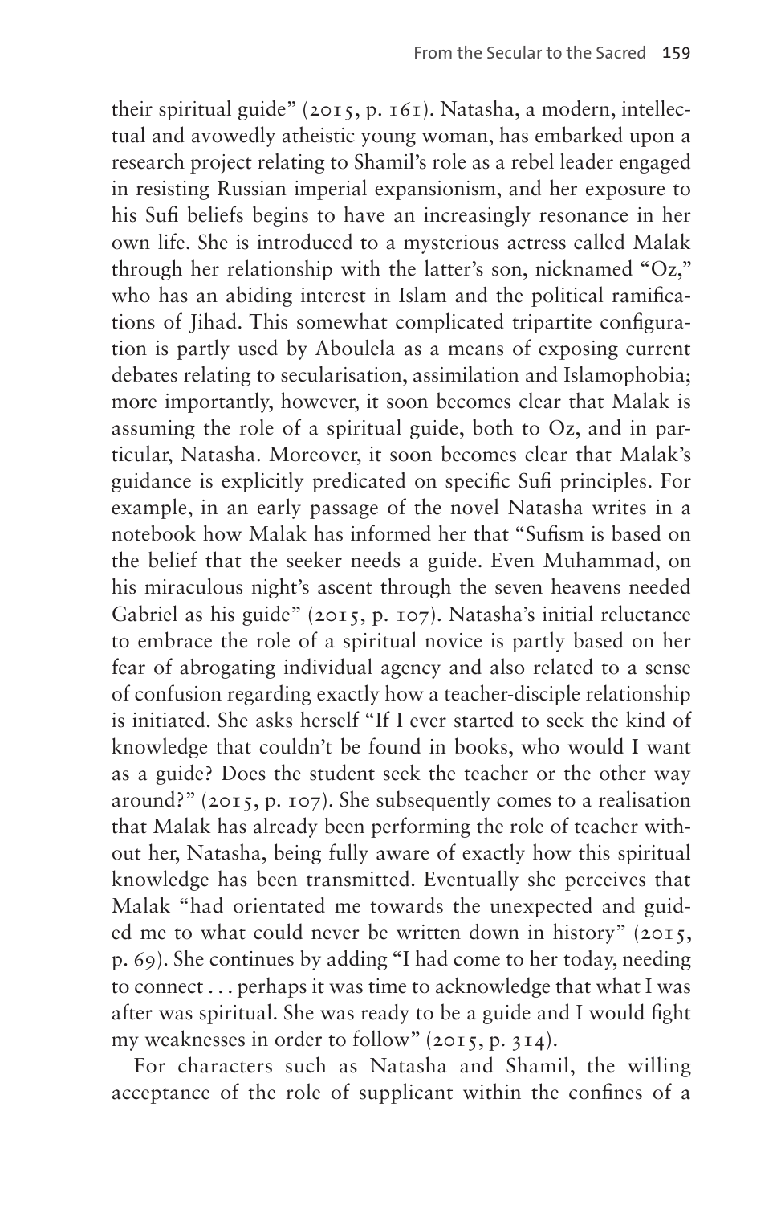their spiritual guide" (2015, p. 161). Natasha, a modern, intellectual and avowedly atheistic young woman, has embarked upon a research project relating to Shamil's role as a rebel leader engaged in resisting Russian imperial expansionism, and her exposure to his Sufi beliefs begins to have an increasingly resonance in her own life. She is introduced to a mysterious actress called Malak through her relationship with the latter's son, nicknamed "Oz," who has an abiding interest in Islam and the political ramifications of Jihad. This somewhat complicated tripartite configuration is partly used by Aboulela as a means of exposing current debates relating to secularisation, assimilation and Islamophobia; more importantly, however, it soon becomes clear that Malak is assuming the role of a spiritual guide, both to Oz, and in particular, Natasha. Moreover, it soon becomes clear that Malak's guidance is explicitly predicated on specific Sufi principles. For example, in an early passage of the novel Natasha writes in a notebook how Malak has informed her that "Sufism is based on the belief that the seeker needs a guide. Even Muhammad, on his miraculous night's ascent through the seven heavens needed Gabriel as his guide" (2015, p. 107). Natasha's initial reluctance to embrace the role of a spiritual novice is partly based on her fear of abrogating individual agency and also related to a sense of confusion regarding exactly how a teacher-disciple relationship is initiated. She asks herself "If I ever started to seek the kind of knowledge that couldn't be found in books, who would I want as a guide? Does the student seek the teacher or the other way around?" (2015, p. 107). She subsequently comes to a realisation that Malak has already been performing the role of teacher without her, Natasha, being fully aware of exactly how this spiritual knowledge has been transmitted. Eventually she perceives that Malak "had orientated me towards the unexpected and guided me to what could never be written down in history" (2015, p. 69). She continues by adding "I had come to her today, needing to connect . . . perhaps it was time to acknowledge that what I was after was spiritual. She was ready to be a guide and I would fight my weaknesses in order to follow" (2015, p. 314).

For characters such as Natasha and Shamil, the willing acceptance of the role of supplicant within the confines of a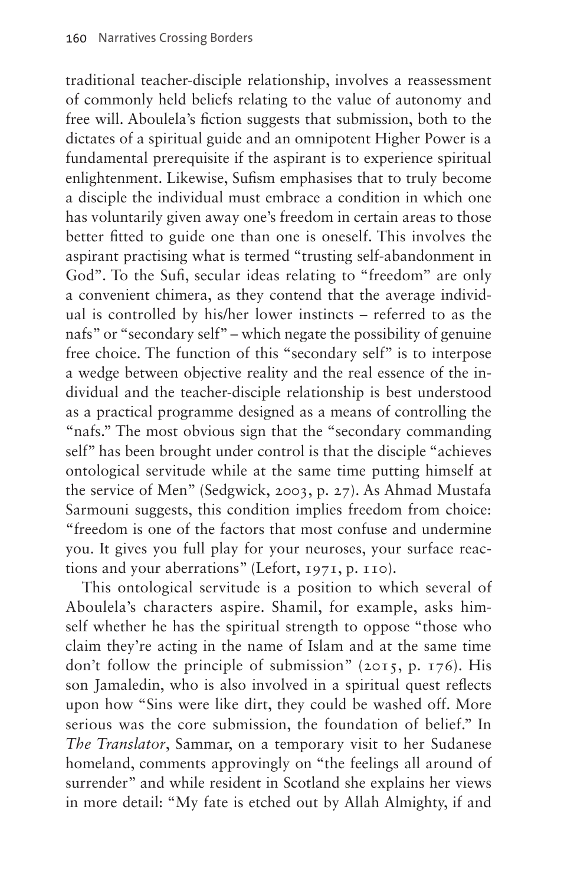traditional teacher-disciple relationship, involves a reassessment of commonly held beliefs relating to the value of autonomy and free will. Aboulela's fiction suggests that submission, both to the dictates of a spiritual guide and an omnipotent Higher Power is a fundamental prerequisite if the aspirant is to experience spiritual enlightenment. Likewise, Sufism emphasises that to truly become a disciple the individual must embrace a condition in which one has voluntarily given away one's freedom in certain areas to those better fitted to guide one than one is oneself. This involves the aspirant practising what is termed "trusting self-abandonment in God". To the Sufi, secular ideas relating to "freedom" are only a convenient chimera, as they contend that the average individual is controlled by his/her lower instincts – referred to as the nafs" or "secondary self" – which negate the possibility of genuine free choice. The function of this "secondary self" is to interpose a wedge between objective reality and the real essence of the individual and the teacher-disciple relationship is best understood as a practical programme designed as a means of controlling the "nafs." The most obvious sign that the "secondary commanding self" has been brought under control is that the disciple "achieves ontological servitude while at the same time putting himself at the service of Men" (Sedgwick, 2003, p. 27). As Ahmad Mustafa Sarmouni suggests, this condition implies freedom from choice: "freedom is one of the factors that most confuse and undermine you. It gives you full play for your neuroses, your surface reactions and your aberrations" (Lefort, 1971, p. 110).

This ontological servitude is a position to which several of Aboulela's characters aspire. Shamil, for example, asks himself whether he has the spiritual strength to oppose "those who claim they're acting in the name of Islam and at the same time don't follow the principle of submission" (2015, p. 176). His son Jamaledin, who is also involved in a spiritual quest reflects upon how "Sins were like dirt, they could be washed off. More serious was the core submission, the foundation of belief." In *The Translator*, Sammar, on a temporary visit to her Sudanese homeland, comments approvingly on "the feelings all around of surrender" and while resident in Scotland she explains her views in more detail: "My fate is etched out by Allah Almighty, if and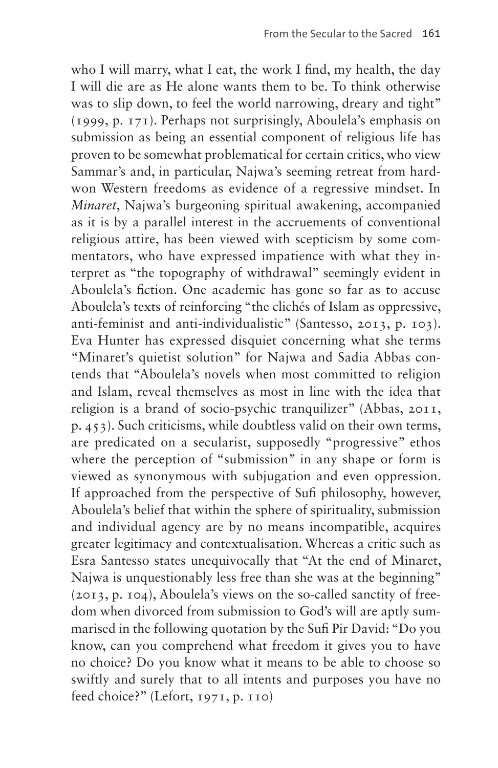who I will marry, what I eat, the work I find, my health, the day I will die are as He alone wants them to be. To think otherwise was to slip down, to feel the world narrowing, dreary and tight" (1999, p. 171). Perhaps not surprisingly, Aboulela's emphasis on submission as being an essential component of religious life has proven to be somewhat problematical for certain critics, who view Sammar's and, in particular, Najwa's seeming retreat from hard-won Western freedoms as evidence of a regressive mindset. In *Minaret*, Najwa's burgeoning spiritual awakening, accompanied as it is by a parallel interest in the accruements of conventional religious attire, has been viewed with scepticism by some commentators, who have expressed impatience with what they interpret as "the topography of withdrawal" seemingly evident in Aboulela's fiction. One academic has gone so far as to accuse Aboulela's texts of reinforcing "the clichés of Islam as oppressive, anti-feminist and anti-individualistic" (Santesso, 2013, p. 103). Eva Hunter has expressed disquiet concerning what she terms "Minaret's quietist solution" for Najwa and Sadia Abbas contends that "Aboulela's novels when most committed to religion and Islam, reveal themselves as most in line with the idea that religion is a brand of socio-psychic tranquilizer" (Abbas, 2011, p. 453). Such criticisms, while doubtless valid on their own terms, are predicated on a secularist, supposedly "progressive" ethos where the perception of "submission" in any shape or form is viewed as synonymous with subjugation and even oppression. If approached from the perspective of Sufi philosophy, however, Aboulela's belief that within the sphere of spirituality, submission and individual agency are by no means incompatible, acquires greater legitimacy and contextualisation. Whereas a critic such as Esra Santesso states unequivocally that "At the end of Minaret, Najwa is unquestionably less free than she was at the beginning" (2013, p. 104), Aboulela's views on the so-called sanctity of freedom when divorced from submission to God's will are aptly summarised in the following quotation by the Sufi Pir David: "Do you know, can you comprehend what freedom it gives you to have no choice? Do you know what it means to be able to choose so swiftly and surely that to all intents and purposes you have no feed choice?" (Lefort, 1971, p. 110)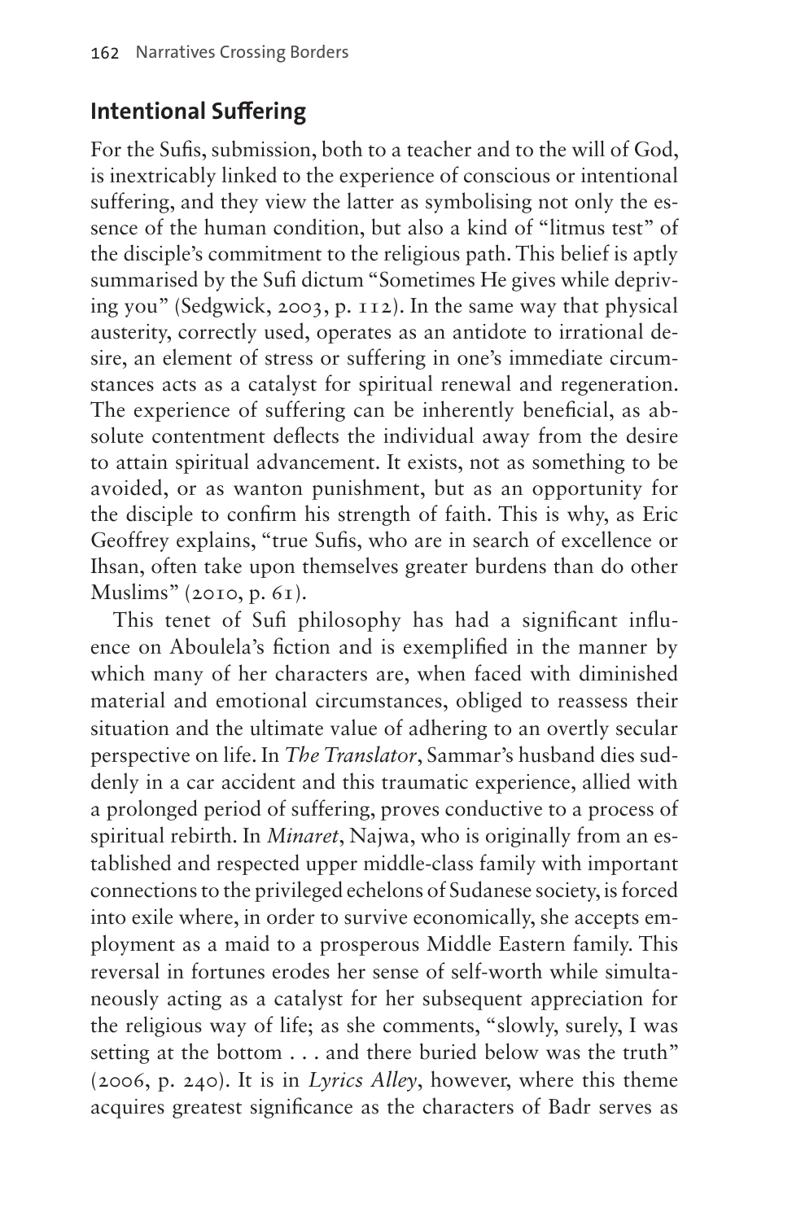## Intentional Suffering

For the Sufis, submission, both to a teacher and to the will of God, is inextricably linked to the experience of conscious or intentional suffering, and they view the latter as symbolising not only the essence of the human condition, but also a kind of "litmus test" of the disciple's commitment to the religious path. This belief is aptly summarised by the Sufi dictum "Sometimes He gives while depriving you" (Sedgwick, 2003, p. 112). In the same way that physical austerity, correctly used, operates as an antidote to irrational desire, an element of stress or suffering in one's immediate circumstances acts as a catalyst for spiritual renewal and regeneration. The experience of suffering can be inherently beneficial, as absolute contentment deflects the individual away from the desire to attain spiritual advancement. It exists, not as something to be avoided, or as wanton punishment, but as an opportunity for the disciple to confirm his strength of faith. This is why, as Eric Geoffrey explains, "true Sufis, who are in search of excellence or Ihsan, often take upon themselves greater burdens than do other Muslims" (2010, p. 61).

This tenet of Sufi philosophy has had a significant influence on Aboulela's fiction and is exemplified in the manner by which many of her characters are, when faced with diminished material and emotional circumstances, obliged to reassess their situation and the ultimate value of adhering to an overtly secular perspective on life. In *The Translator*, Sammar's husband dies suddenly in a car accident and this traumatic experience, allied with a prolonged period of suffering, proves conductive to a process of spiritual rebirth. In *Minaret*, Najwa, who is originally from an established and respected upper middle-class family with important connections to the privileged echelons of Sudanese society, is forced into exile where, in order to survive economically, she accepts employment as a maid to a prosperous Middle Eastern family. This reversal in fortunes erodes her sense of self-worth while simultaneously acting as a catalyst for her subsequent appreciation for the religious way of life; as she comments, "slowly, surely, I was setting at the bottom . . . and there buried below was the truth" (2006, p. 240). It is in *Lyrics Alley*, however, where this theme acquires greatest significance as the characters of Badr serves as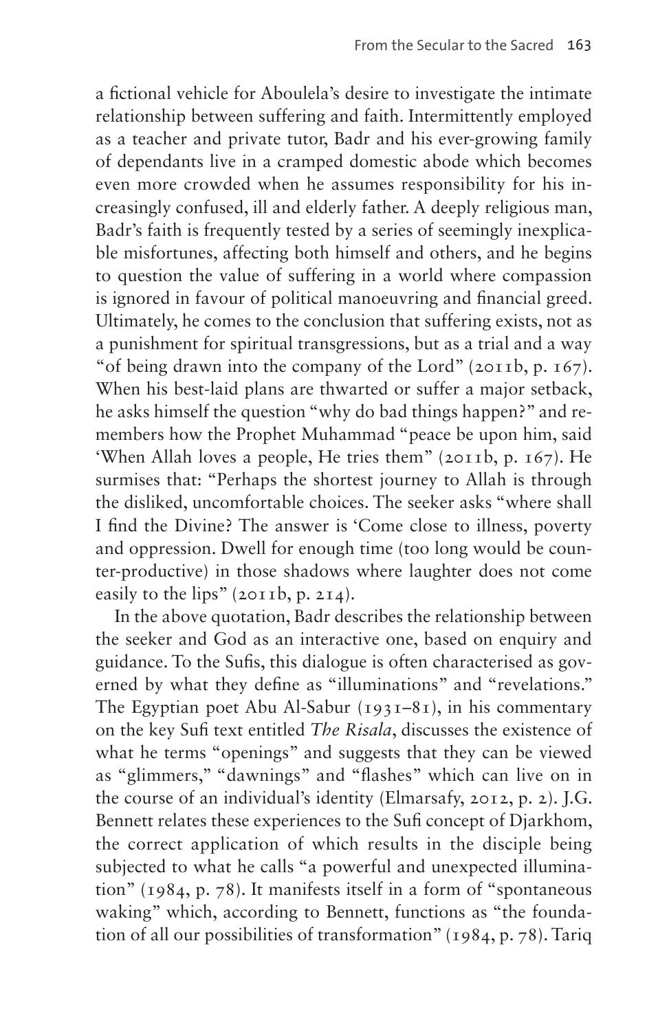a fictional vehicle for Aboulela's desire to investigate the intimate relationship between suffering and faith. Intermittently employed as a teacher and private tutor, Badr and his ever-growing family of dependants live in a cramped domestic abode which becomes even more crowded when he assumes responsibility for his increasingly confused, ill and elderly father. A deeply religious man, Badr's faith is frequently tested by a series of seemingly inexplicable misfortunes, affecting both himself and others, and he begins to question the value of suffering in a world where compassion is ignored in favour of political manoeuvring and financial greed. Ultimately, he comes to the conclusion that suffering exists, not as a punishment for spiritual transgressions, but as a trial and a way "of being drawn into the company of the Lord" (2011b, p. 167). When his best-laid plans are thwarted or suffer a major setback, he asks himself the question "why do bad things happen?" and remembers how the Prophet Muhammad "peace be upon him, said 'When Allah loves a people, He tries them" (2011b, p. 167). He surmises that: "Perhaps the shortest journey to Allah is through the disliked, uncomfortable choices. The seeker asks "where shall I find the Divine? The answer is 'Come close to illness, poverty and oppression. Dwell for enough time (too long would be counter-productive) in those shadows where laughter does not come easily to the lips" (2011b, p. 214).

In the above quotation, Badr describes the relationship between the seeker and God as an interactive one, based on enquiry and guidance. To the Sufis, this dialogue is often characterised as governed by what they define as "illuminations" and "revelations." The Egyptian poet Abu Al-Sabur (1931–81), in his commentary on the key Sufi text entitled *The Risala*, discusses the existence of what he terms "openings" and suggests that they can be viewed as "glimmers," "dawnings" and "flashes" which can live on in the course of an individual's identity (Elmarsafy, 2012, p. 2). J.G. Bennett relates these experiences to the Sufi concept of Djarkhom, the correct application of which results in the disciple being subjected to what he calls "a powerful and unexpected illumination" (1984, p. 78). It manifests itself in a form of "spontaneous waking" which, according to Bennett, functions as "the foundation of all our possibilities of transformation" (1984, p. 78). Tariq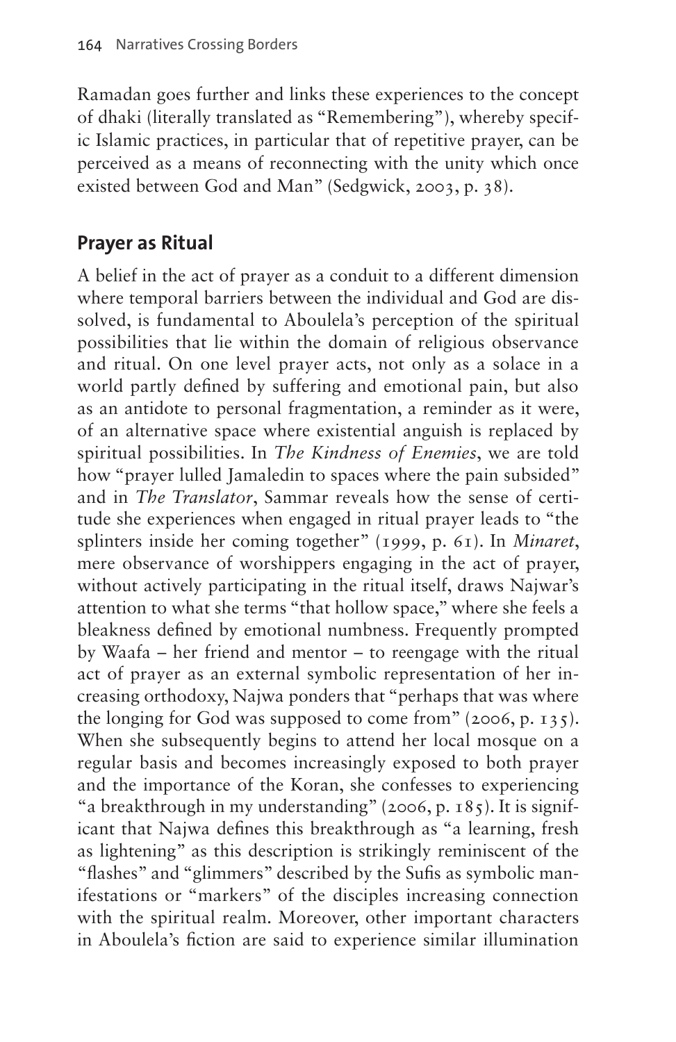Ramadan goes further and links these experiences to the concept of dhaki (literally translated as "Remembering"), whereby specific Islamic practices, in particular that of repetitive prayer, can be perceived as a means of reconnecting with the unity which once existed between God and Man" (Sedgwick, 2003, p. 38).

## Prayer as Ritual

A belief in the act of prayer as a conduit to a different dimension where temporal barriers between the individual and God are dissolved, is fundamental to Aboulela's perception of the spiritual possibilities that lie within the domain of religious observance and ritual. On one level prayer acts, not only as a solace in a world partly defined by suffering and emotional pain, but also as an antidote to personal fragmentation, a reminder as it were, of an alternative space where existential anguish is replaced by spiritual possibilities. In *The Kindness of Enemies*, we are told how "prayer lulled Jamaledin to spaces where the pain subsided" and in *The Translator*, Sammar reveals how the sense of certitude she experiences when engaged in ritual prayer leads to "the splinters inside her coming together" (1999, p. 61). In *Minaret*, mere observance of worshippers engaging in the act of prayer, without actively participating in the ritual itself, draws Najwar's attention to what she terms "that hollow space," where she feels a bleakness defined by emotional numbness. Frequently prompted by Waafa – her friend and mentor – to reengage with the ritual act of prayer as an external symbolic representation of her increasing orthodoxy, Najwa ponders that "perhaps that was where the longing for God was supposed to come from" (2006, p. 135). When she subsequently begins to attend her local mosque on a regular basis and becomes increasingly exposed to both prayer and the importance of the Koran, she confesses to experiencing "a breakthrough in my understanding" (2006, p. 185). It is significant that Najwa defines this breakthrough as "a learning, fresh as lightening" as this description is strikingly reminiscent of the "flashes" and "glimmers" described by the Sufis as symbolic manifestations or "markers" of the disciples increasing connection with the spiritual realm. Moreover, other important characters in Aboulela's fiction are said to experience similar illumination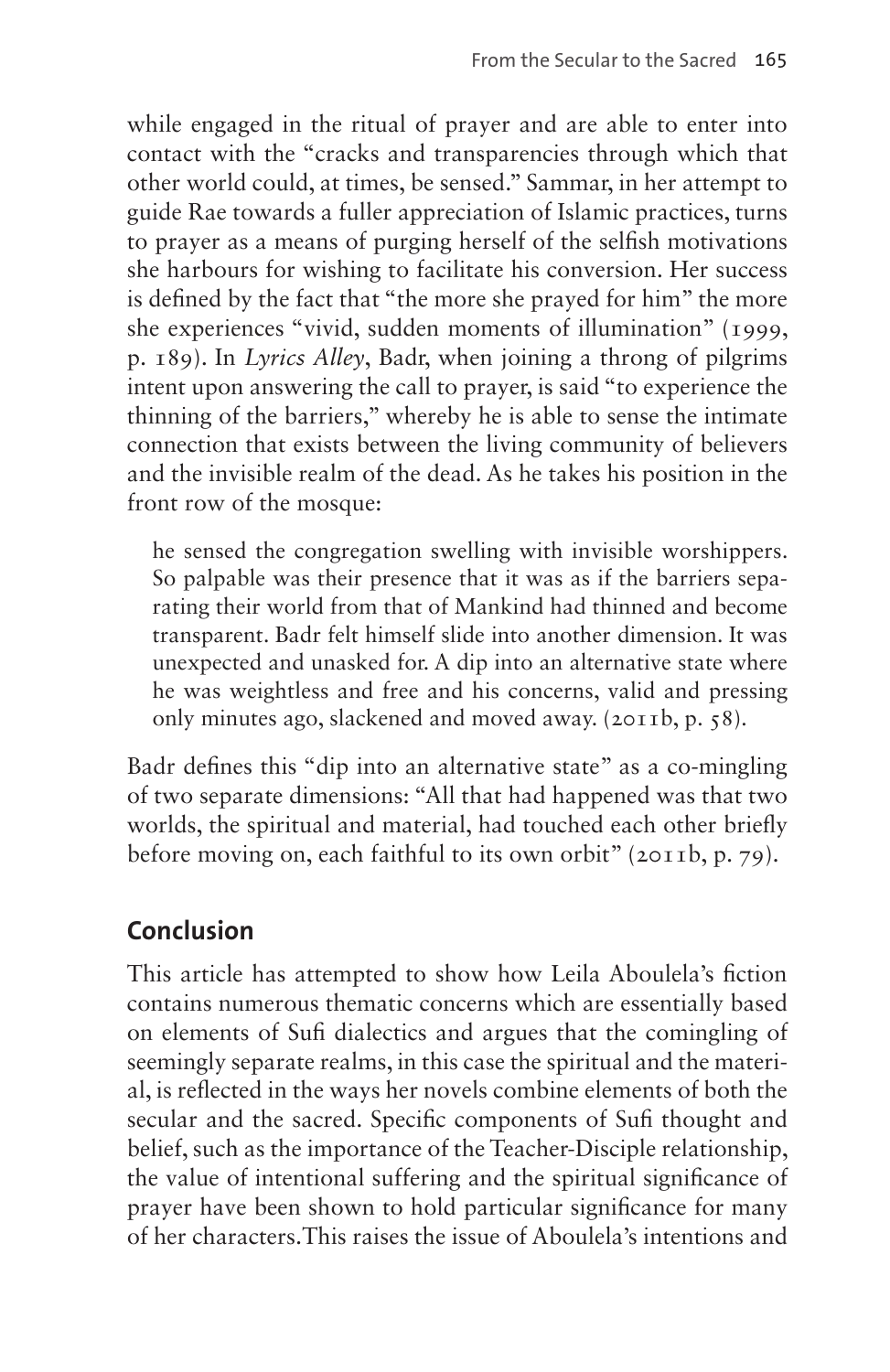while engaged in the ritual of prayer and are able to enter into contact with the "cracks and transparencies through which that other world could, at times, be sensed." Sammar, in her attempt to guide Rae towards a fuller appreciation of Islamic practices, turns to prayer as a means of purging herself of the selfish motivations she harbours for wishing to facilitate his conversion. Her success is defined by the fact that "the more she prayed for him" the more she experiences "vivid, sudden moments of illumination" (1999, p. 189). In *Lyrics Alley*, Badr, when joining a throng of pilgrims intent upon answering the call to prayer, is said "to experience the thinning of the barriers," whereby he is able to sense the intimate connection that exists between the living community of believers and the invisible realm of the dead. As he takes his position in the front row of the mosque:

> he sensed the congregation swelling with invisible worshippers. So palpable was their presence that it was as if the barriers separating their world from that of Mankind had thinned and become transparent. Badr felt himself slide into another dimension. It was unexpected and unasked for. A dip into an alternative state where he was weightless and free and his concerns, valid and pressing only minutes ago, slackened and moved away. (2011b, p. 58).

Badr defines this "dip into an alternative state" as a co-mingling of two separate dimensions: "All that had happened was that two worlds, the spiritual and material, had touched each other briefly before moving on, each faithful to its own orbit" (2011b, p. 79).

## Conclusion

This article has attempted to show how Leila Aboulela's fiction contains numerous thematic concerns which are essentially based on elements of Sufi dialectics and argues that the comingling of seemingly separate realms, in this case the spiritual and the material, is reflected in the ways her novels combine elements of both the secular and the sacred. Specific components of Sufi thought and belief, such as the importance of the Teacher-Disciple relationship, the value of intentional suffering and the spiritual significance of prayer have been shown to hold particular significance for many of her characters. This raises the issue of Aboulela's intentions and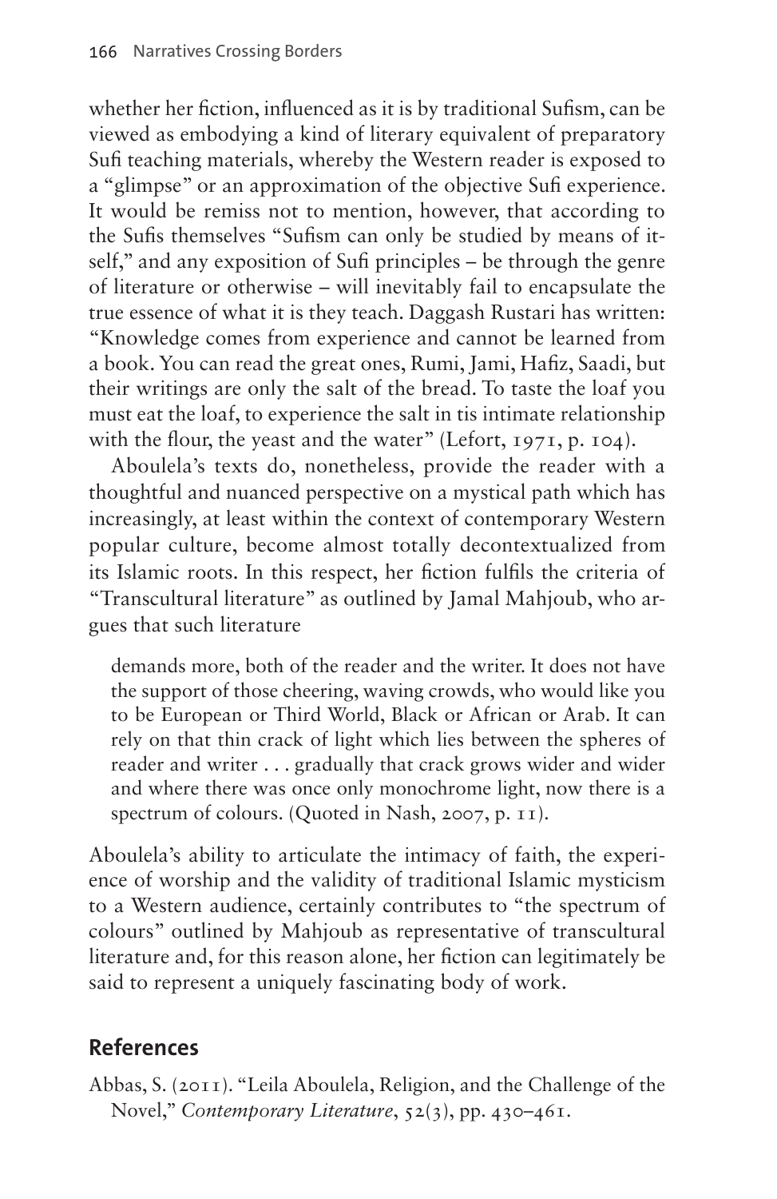whether her fiction, influenced as it is by traditional Sufism, can be viewed as embodying a kind of literary equivalent of preparatory Sufi teaching materials, whereby the Western reader is exposed to a "glimpse" or an approximation of the objective Sufi experience. It would be remiss not to mention, however, that according to the Sufis themselves "Sufism can only be studied by means of itself," and any exposition of Sufi principles – be through the genre of literature or otherwise – will inevitably fail to encapsulate the true essence of what it is they teach. Daggash Rustari has written: "Knowledge comes from experience and cannot be learned from a book. You can read the great ones, Rumi, Jami, Hafiz, Saadi, but their writings are only the salt of the bread. To taste the loaf you must eat the loaf, to experience the salt in tis intimate relationship with the flour, the yeast and the water" (Lefort, 1971, p. 104).

Aboulela's texts do, nonetheless, provide the reader with a thoughtful and nuanced perspective on a mystical path which has increasingly, at least within the context of contemporary Western popular culture, become almost totally decontextualized from its Islamic roots. In this respect, her fiction fulfils the criteria of "Transcultural literature" as outlined by Jamal Mahjoub, who argues that such literature

> demands more, both of the reader and the writer. It does not have the support of those cheering, waving crowds, who would like you to be European or Third World, Black or African or Arab. It can rely on that thin crack of light which lies between the spheres of reader and writer . . . gradually that crack grows wider and wider and where there was once only monochrome light, now there is a spectrum of colours. (Quoted in Nash, 2007, p. 11).

Aboulela's ability to articulate the intimacy of faith, the experience of worship and the validity of traditional Islamic mysticism to a Western audience, certainly contributes to "the spectrum of colours" outlined by Mahjoub as representative of transcultural literature and, for this reason alone, her fiction can legitimately be said to represent a uniquely fascinating body of work.

## References

Abbas, S. (2011). "Leila Aboulela, Religion, and the Challenge of the Novel," *Contemporary Literature*, 52(3), pp. 430–461.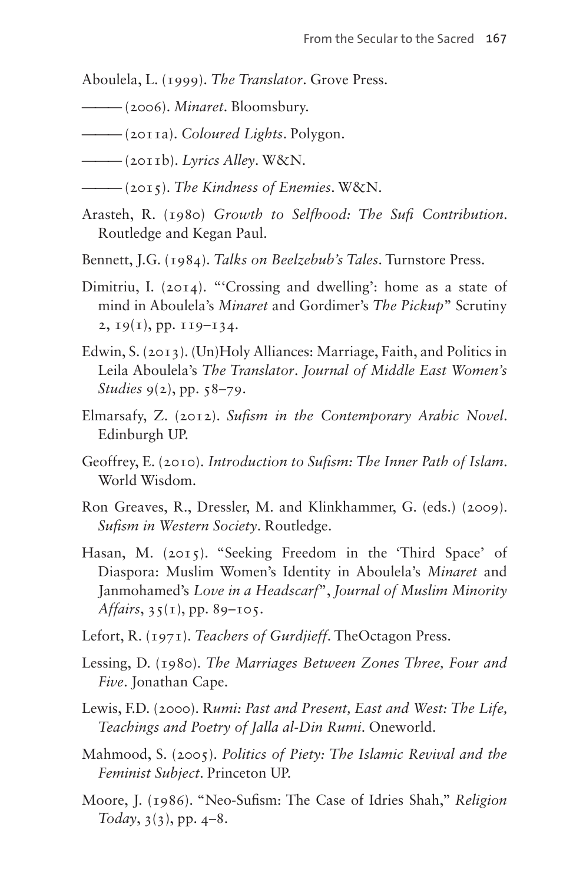Aboulela, L. (1999). *The Translator*. Grove Press.

——— (2006). *Minaret*. Bloomsbury.

——— (2011a). *Coloured Lights*. Polygon.

——— (2011b). *Lyrics Alley*. W&N.

——— (2015). *The Kindness of Enemies*. W&N.

Arasteh, R. (1980) *Growth to Selfhood: The Sufi Contribution*. Routledge and Kegan Paul.

Bennett, J.G. (1984). *Talks on Beelzebub's Tales*. Turnstore Press.

Dimitriu, I. (2014). "'Crossing and dwelling': home as a state of mind in Aboulela's *Minaret* and Gordimer's *The Pickup*" Scrutiny 2, 19(1), pp. 119–134.

Edwin, S. (2013). (Un)Holy Alliances: Marriage, Faith, and Politics in Leila Aboulela's *The Translator*. *Journal of Middle East Women's Studies* 9(2), pp. 58–79.

Elmarsafy, Z. (2012). *Sufism in the Contemporary Arabic Novel*. Edinburgh UP.

Geoffrey, E. (2010). *Introduction to Sufism: The Inner Path of Islam*. World Wisdom.

Ron Greaves, R., Dressler, M. and Klinkhammer, G. (eds.) (2009). *Sufism in Western Society*. Routledge.

Hasan, M. (2015). "Seeking Freedom in the 'Third Space' of Diaspora: Muslim Women's Identity in Aboulela's *Minaret* and Janmohamed's *Love in a Headscarf*", *Journal of Muslim Minority Affairs*, 35(1), pp. 89–105.

Lefort, R. (1971). *Teachers of Gurdjieff*. TheOctagon Press.

Lessing, D. (1980). *The Marriages Between Zones Three, Four and Five*. Jonathan Cape.

Lewis, F.D. (2000). R*umi: Past and Present, East and West: The Life, Teachings and Poetry of Jalla al-Din Rumi*. Oneworld.

Mahmood, S. (2005). *Politics of Piety: The Islamic Revival and the Feminist Subject*. Princeton UP.

Moore, J. (1986). "Neo-Sufism: The Case of Idries Shah," *Religion Today*, 3(3), pp. 4–8.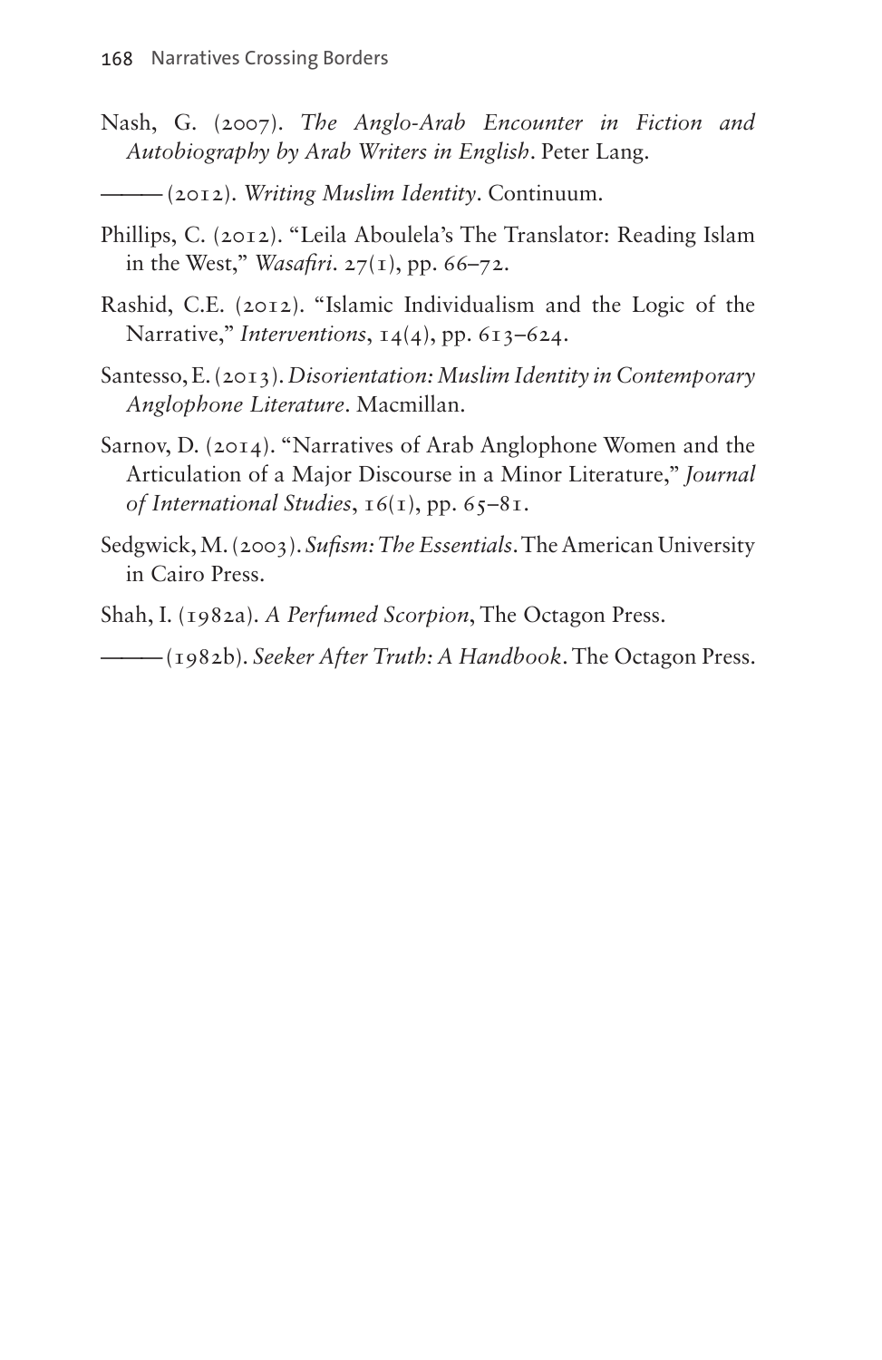Nash, G. (2007). *The Anglo-Arab Encounter in Fiction and Autobiography by Arab Writers in English*. Peter Lang.

——— (2012). *Writing Muslim Identity*. Continuum.

Phillips, C. (2012). "Leila Aboulela's The Translator: Reading Islam in the West," *Wasafiri*. 27(1), pp. 66–72.

Rashid, C.E. (2012). "Islamic Individualism and the Logic of the Narrative," *Interventions*, 14(4), pp. 613–624.

Santesso, E. (2013). *Disorientation: Muslim Identity in Contemporary Anglophone Literature*. Macmillan.

Sarnov, D. (2014). "Narratives of Arab Anglophone Women and the Articulation of a Major Discourse in a Minor Literature," *Journal of International Studies*, 16(1), pp. 65–81.

Sedgwick, M. (2003). *Sufism: The Essentials*. The American University in Cairo Press.

Shah, I. (1982a). *A Perfumed Scorpion*, The Octagon Press.

——— (1982b). *Seeker After Truth: A Handbook*. The Octagon Press.